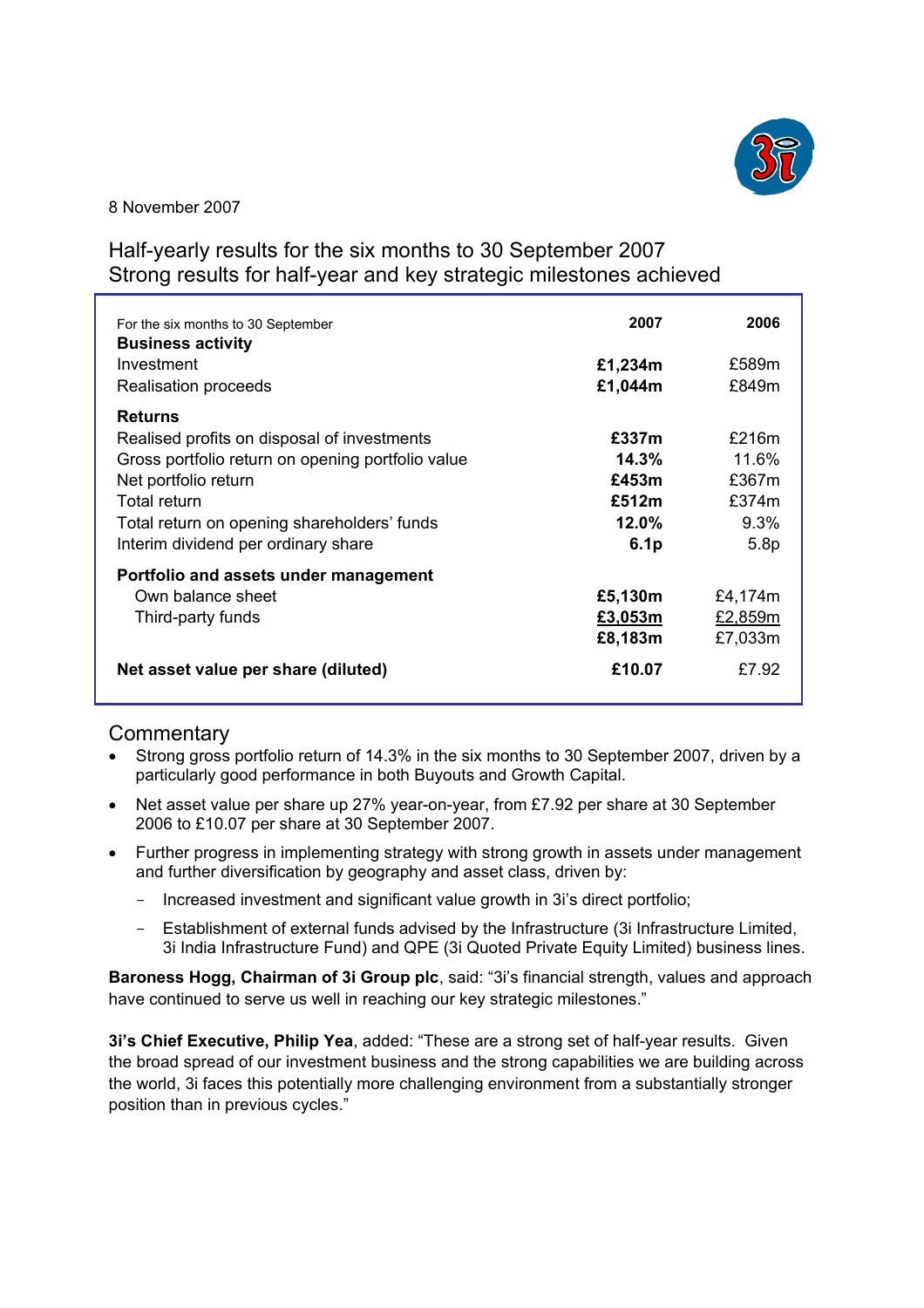8 November 2007

# Half-yearly results for the six months to 30 September 2007
## Strong results for half-year and key strategic milestones achieved

| For the six months to 30 September | 2007 | 2006 |
|---|---|---|
| **Business activity** | | |
| Investment | **£1,234m** | £589m |
| Realisation proceeds | **£1,044m** | £849m |
| **Returns** | | |
| Realised profits on disposal of investments | **£337m** | £216m |
| Gross portfolio return on opening portfolio value | **14.3%** | 11.6% |
| Net portfolio return | **£453m** | £367m |
| Total return | **£512m** | £374m |
| Total return on opening shareholders' funds | **12.0%** | 9.3% |
| Interim dividend per ordinary share | **6.1p** | 5.8p |
| **Portfolio and assets under management** | | |
| Own balance sheet | **£5,130m** | £4,174m |
| Third-party funds | **£3,053m** | £2,859m |
| | **£8,183m** | £7,033m |
| **Net asset value per share (diluted)** | **£10.07** | £7.92 |

## Commentary

- Strong gross portfolio return of 14.3% in the six months to 30 September 2007, driven by a particularly good performance in both Buyouts and Growth Capital.
- Net asset value per share up 27% year-on-year, from £7.92 per share at 30 September 2006 to £10.07 per share at 30 September 2007.
- Further progress in implementing strategy with strong growth in assets under management and further diversification by geography and asset class, driven by:
  - Increased investment and significant value growth in 3i's direct portfolio;
  - Establishment of external funds advised by the Infrastructure (3i Infrastructure Limited, 3i India Infrastructure Fund) and QPE (3i Quoted Private Equity Limited) business lines.

**Baroness Hogg, Chairman of 3i Group plc**, said: "3i's financial strength, values and approach have continued to serve us well in reaching our key strategic milestones."

**3i's Chief Executive, Philip Yea**, added: "These are a strong set of half-year results. Given the broad spread of our investment business and the strong capabilities we are building across the world, 3i faces this potentially more challenging environment from a substantially stronger position than in previous cycles."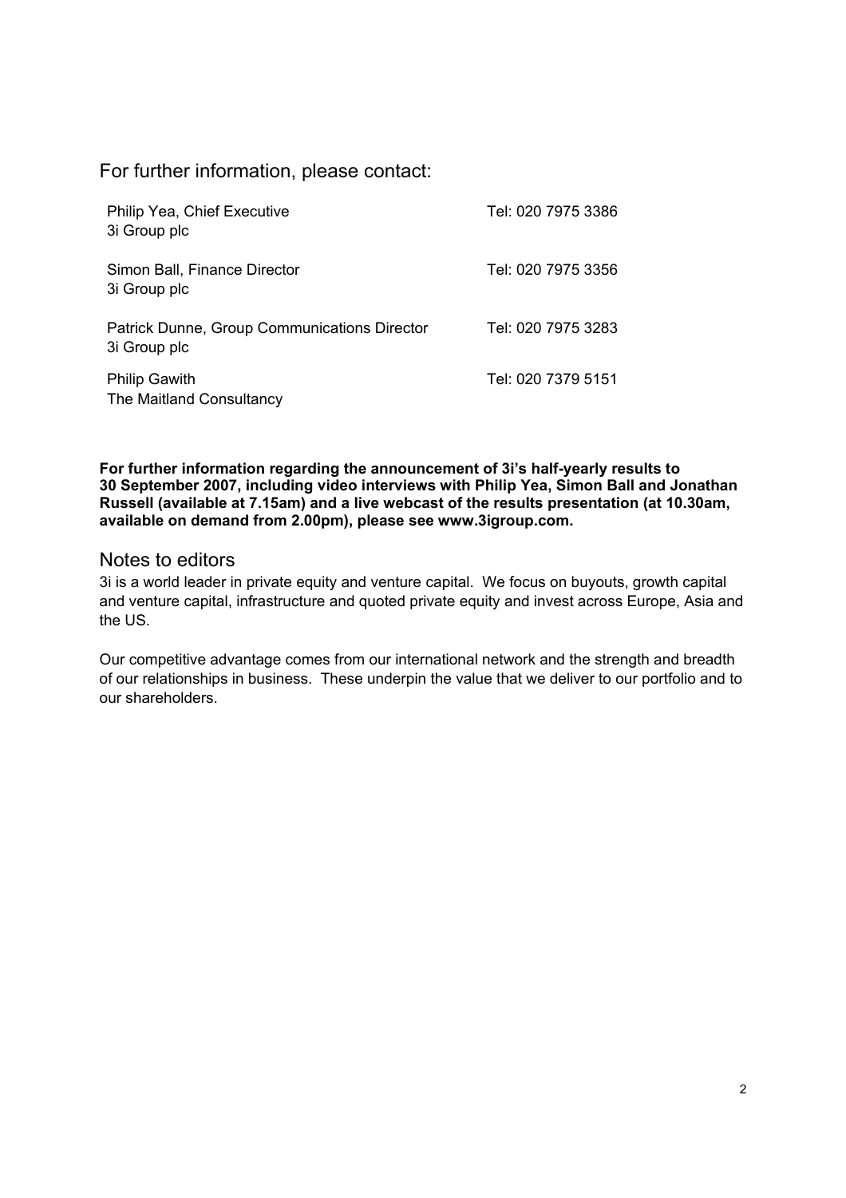## For further information, please contact:

| | |
|---|---|
| Philip Yea, Chief Executive<br>3i Group plc | Tel: 020 7975 3386 |
| Simon Ball, Finance Director<br>3i Group plc | Tel: 020 7975 3356 |
| Patrick Dunne, Group Communications Director<br>3i Group plc | Tel: 020 7975 3283 |
| Philip Gawith<br>The Maitland Consultancy | Tel: 020 7379 5151 |

**For further information regarding the announcement of 3i's half-yearly results to 30 September 2007, including video interviews with Philip Yea, Simon Ball and Jonathan Russell (available at 7.15am) and a live webcast of the results presentation (at 10.30am, available on demand from 2.00pm), please see www.3igroup.com.**

## Notes to editors

3i is a world leader in private equity and venture capital. We focus on buyouts, growth capital and venture capital, infrastructure and quoted private equity and invest across Europe, Asia and the US.

Our competitive advantage comes from our international network and the strength and breadth of our relationships in business. These underpin the value that we deliver to our portfolio and to our shareholders.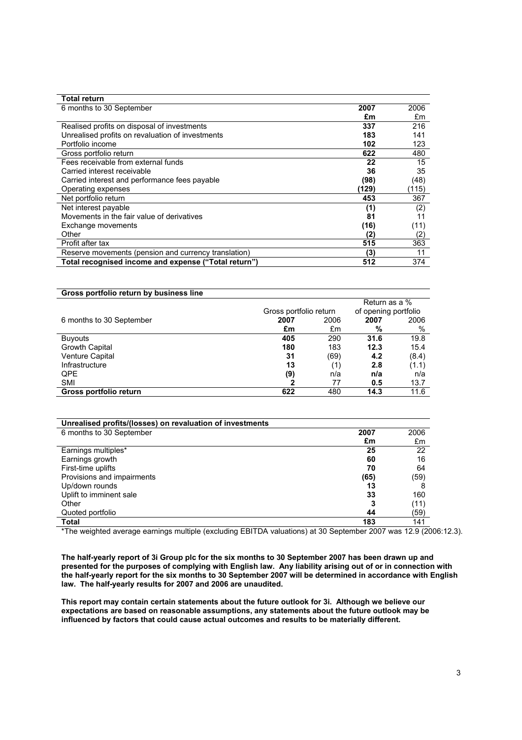| **Total return** | | |
|---|---|---|
| 6 months to 30 September | **2007** | 2006 |
| | **£m** | £m |
| Realised profits on disposal of investments | **337** | 216 |
| Unrealised profits on revaluation of investments | **183** | 141 |
| Portfolio income | **102** | 123 |
| Gross portfolio return | **622** | 480 |
| Fees receivable from external funds | **22** | 15 |
| Carried interest receivable | **36** | 35 |
| Carried interest and performance fees payable | **(98)** | (48) |
| Operating expenses | **(129)** | (115) |
| Net portfolio return | **453** | 367 |
| Net interest payable | **(1)** | (2) |
| Movements in the fair value of derivatives | **81** | 11 |
| Exchange movements | **(16)** | (11) |
| Other | **(2)** | (2) |
| Profit after tax | **515** | 363 |
| Reserve movements (pension and currency translation) | **(3)** | 11 |
| **Total recognised income and expense ("Total return")** | **512** | 374 |

| **Gross portfolio return by business line** | | | | |
|---|---|---|---|---|
| | Gross portfolio return | | Return as a % of opening portfolio | |
| 6 months to 30 September | **2007** | 2006 | **2007** | 2006 |
| | **£m** | £m | **%** | % |
| Buyouts | **405** | 290 | **31.6** | 19.8 |
| Growth Capital | **180** | 183 | **12.3** | 15.4 |
| Venture Capital | **31** | (69) | **4.2** | (8.4) |
| Infrastructure | **13** | (1) | **2.8** | (1.1) |
| QPE | **(9)** | n/a | **n/a** | n/a |
| SMI | **2** | 77 | **0.5** | 13.7 |
| **Gross portfolio return** | **622** | 480 | **14.3** | 11.6 |

| **Unrealised profits/(losses) on revaluation of investments** | | |
|---|---|---|
| 6 months to 30 September | **2007** | 2006 |
| | **£m** | £m |
| Earnings multiples* | **25** | 22 |
| Earnings growth | **60** | 16 |
| First-time uplifts | **70** | 64 |
| Provisions and impairments | **(65)** | (59) |
| Up/down rounds | **13** | 8 |
| Uplift to imminent sale | **33** | 160 |
| Other | **3** | (11) |
| Quoted portfolio | **44** | (59) |
| **Total** | **183** | 141 |

*The weighted average earnings multiple (excluding EBITDA valuations) at 30 September 2007 was 12.9 (2006:12.3).

**The half-yearly report of 3i Group plc for the six months to 30 September 2007 has been drawn up and presented for the purposes of complying with English law. Any liability arising out of or in connection with the half-yearly report for the six months to 30 September 2007 will be determined in accordance with English law. The half-yearly results for 2007 and 2006 are unaudited.**

**This report may contain certain statements about the future outlook for 3i. Although we believe our expectations are based on reasonable assumptions, any statements about the future outlook may be influenced by factors that could cause actual outcomes and results to be materially different.**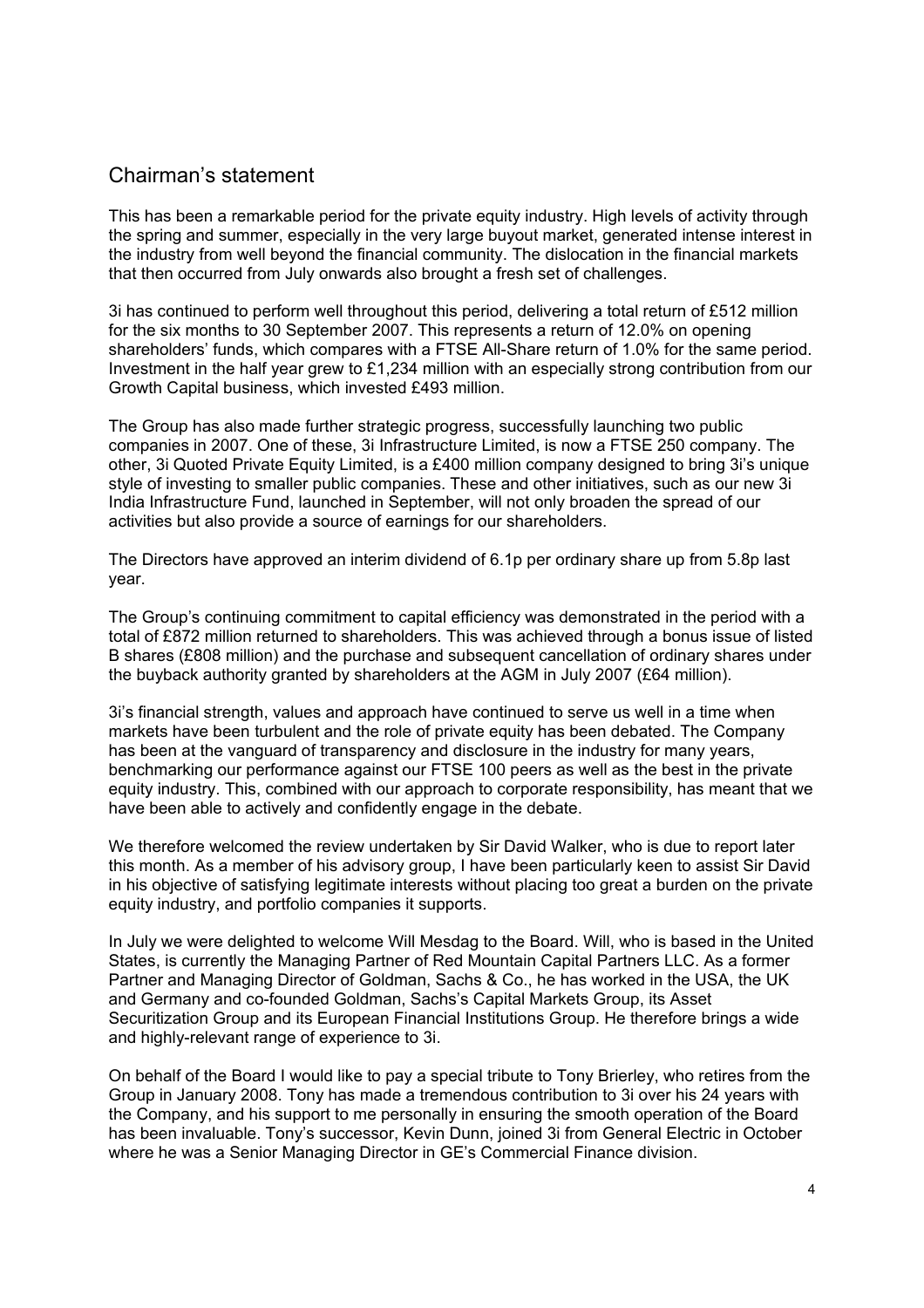# Chairman's statement

This has been a remarkable period for the private equity industry. High levels of activity through the spring and summer, especially in the very large buyout market, generated intense interest in the industry from well beyond the financial community. The dislocation in the financial markets that then occurred from July onwards also brought a fresh set of challenges.

3i has continued to perform well throughout this period, delivering a total return of £512 million for the six months to 30 September 2007. This represents a return of 12.0% on opening shareholders' funds, which compares with a FTSE All-Share return of 1.0% for the same period. Investment in the half year grew to £1,234 million with an especially strong contribution from our Growth Capital business, which invested £493 million.

The Group has also made further strategic progress, successfully launching two public companies in 2007. One of these, 3i Infrastructure Limited, is now a FTSE 250 company. The other, 3i Quoted Private Equity Limited, is a £400 million company designed to bring 3i's unique style of investing to smaller public companies. These and other initiatives, such as our new 3i India Infrastructure Fund, launched in September, will not only broaden the spread of our activities but also provide a source of earnings for our shareholders.

The Directors have approved an interim dividend of 6.1p per ordinary share up from 5.8p last year.

The Group's continuing commitment to capital efficiency was demonstrated in the period with a total of £872 million returned to shareholders. This was achieved through a bonus issue of listed B shares (£808 million) and the purchase and subsequent cancellation of ordinary shares under the buyback authority granted by shareholders at the AGM in July 2007 (£64 million).

3i's financial strength, values and approach have continued to serve us well in a time when markets have been turbulent and the role of private equity has been debated. The Company has been at the vanguard of transparency and disclosure in the industry for many years, benchmarking our performance against our FTSE 100 peers as well as the best in the private equity industry. This, combined with our approach to corporate responsibility, has meant that we have been able to actively and confidently engage in the debate.

We therefore welcomed the review undertaken by Sir David Walker, who is due to report later this month. As a member of his advisory group, I have been particularly keen to assist Sir David in his objective of satisfying legitimate interests without placing too great a burden on the private equity industry, and portfolio companies it supports.

In July we were delighted to welcome Will Mesdag to the Board. Will, who is based in the United States, is currently the Managing Partner of Red Mountain Capital Partners LLC. As a former Partner and Managing Director of Goldman, Sachs & Co., he has worked in the USA, the UK and Germany and co-founded Goldman, Sachs's Capital Markets Group, its Asset Securitization Group and its European Financial Institutions Group. He therefore brings a wide and highly-relevant range of experience to 3i.

On behalf of the Board I would like to pay a special tribute to Tony Brierley, who retires from the Group in January 2008. Tony has made a tremendous contribution to 3i over his 24 years with the Company, and his support to me personally in ensuring the smooth operation of the Board has been invaluable. Tony's successor, Kevin Dunn, joined 3i from General Electric in October where he was a Senior Managing Director in GE's Commercial Finance division.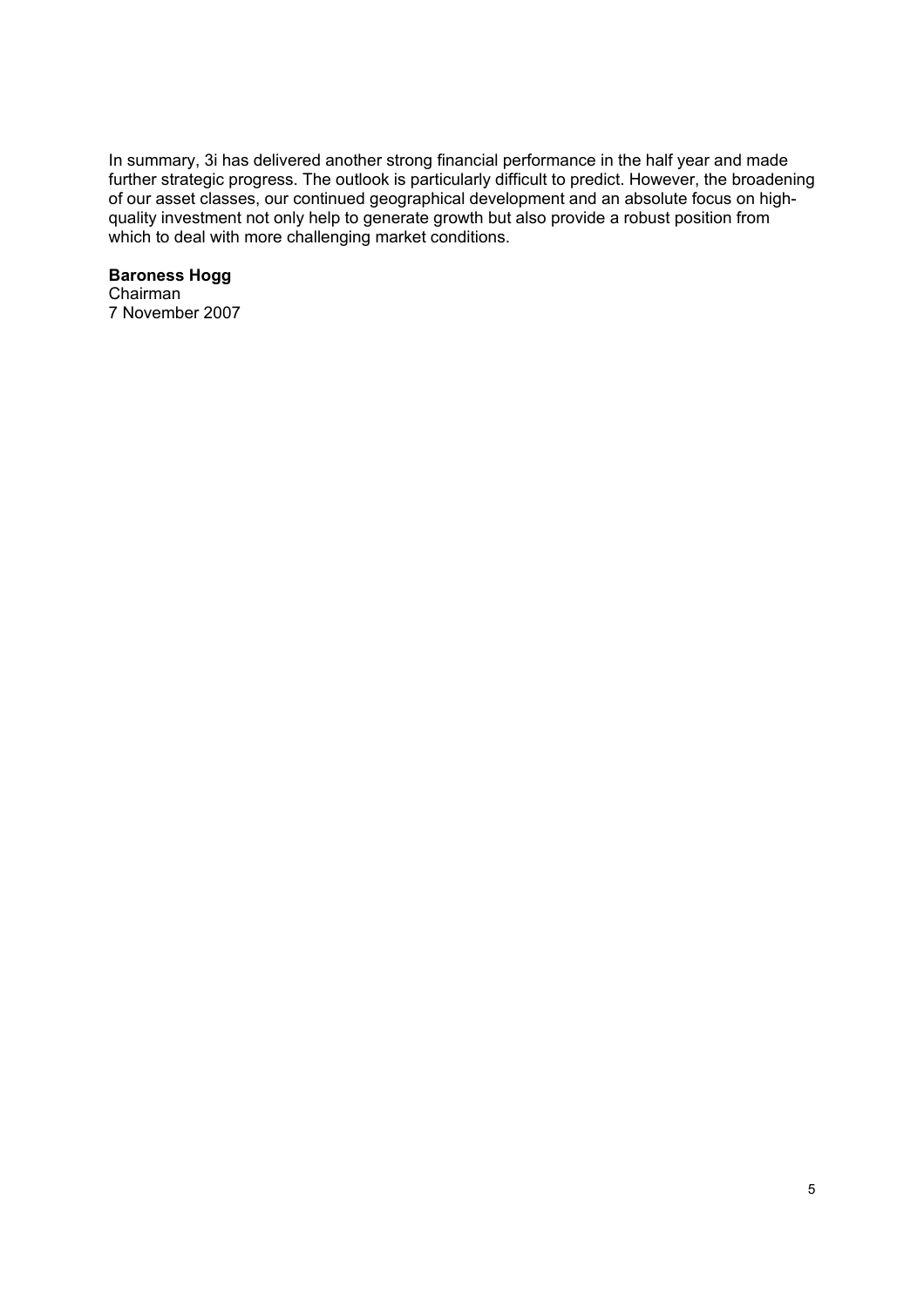In summary, 3i has delivered another strong financial performance in the half year and made further strategic progress. The outlook is particularly difficult to predict. However, the broadening of our asset classes, our continued geographical development and an absolute focus on high-quality investment not only help to generate growth but also provide a robust position from which to deal with more challenging market conditions.

**Baroness Hogg**
Chairman
7 November 2007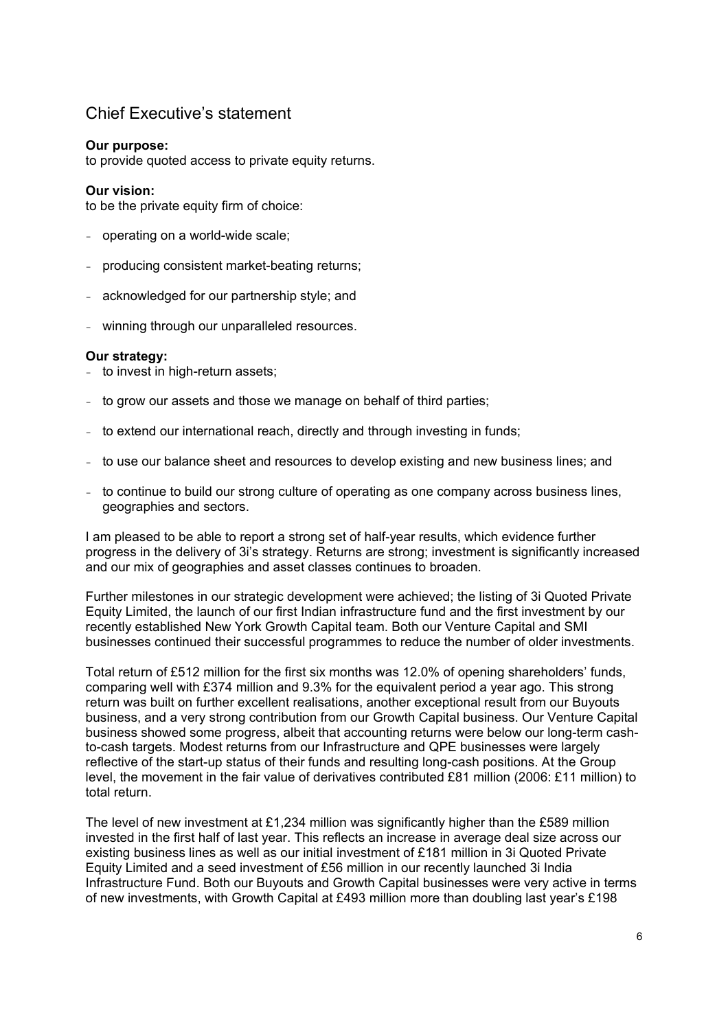# Chief Executive's statement

**Our purpose:**
to provide quoted access to private equity returns.

**Our vision:**
to be the private equity firm of choice:

- operating on a world-wide scale;
- producing consistent market-beating returns;
- acknowledged for our partnership style; and
- winning through our unparalleled resources.

**Our strategy:**

- to invest in high-return assets;
- to grow our assets and those we manage on behalf of third parties;
- to extend our international reach, directly and through investing in funds;
- to use our balance sheet and resources to develop existing and new business lines; and
- to continue to build our strong culture of operating as one company across business lines, geographies and sectors.

I am pleased to be able to report a strong set of half-year results, which evidence further progress in the delivery of 3i's strategy. Returns are strong; investment is significantly increased and our mix of geographies and asset classes continues to broaden.

Further milestones in our strategic development were achieved; the listing of 3i Quoted Private Equity Limited, the launch of our first Indian infrastructure fund and the first investment by our recently established New York Growth Capital team. Both our Venture Capital and SMI businesses continued their successful programmes to reduce the number of older investments.

Total return of £512 million for the first six months was 12.0% of opening shareholders' funds, comparing well with £374 million and 9.3% for the equivalent period a year ago. This strong return was built on further excellent realisations, another exceptional result from our Buyouts business, and a very strong contribution from our Growth Capital business. Our Venture Capital business showed some progress, albeit that accounting returns were below our long-term cash-to-cash targets. Modest returns from our Infrastructure and QPE businesses were largely reflective of the start-up status of their funds and resulting long-cash positions. At the Group level, the movement in the fair value of derivatives contributed £81 million (2006: £11 million) to total return.

The level of new investment at £1,234 million was significantly higher than the £589 million invested in the first half of last year. This reflects an increase in average deal size across our existing business lines as well as our initial investment of £181 million in 3i Quoted Private Equity Limited and a seed investment of £56 million in our recently launched 3i India Infrastructure Fund. Both our Buyouts and Growth Capital businesses were very active in terms of new investments, with Growth Capital at £493 million more than doubling last year's £198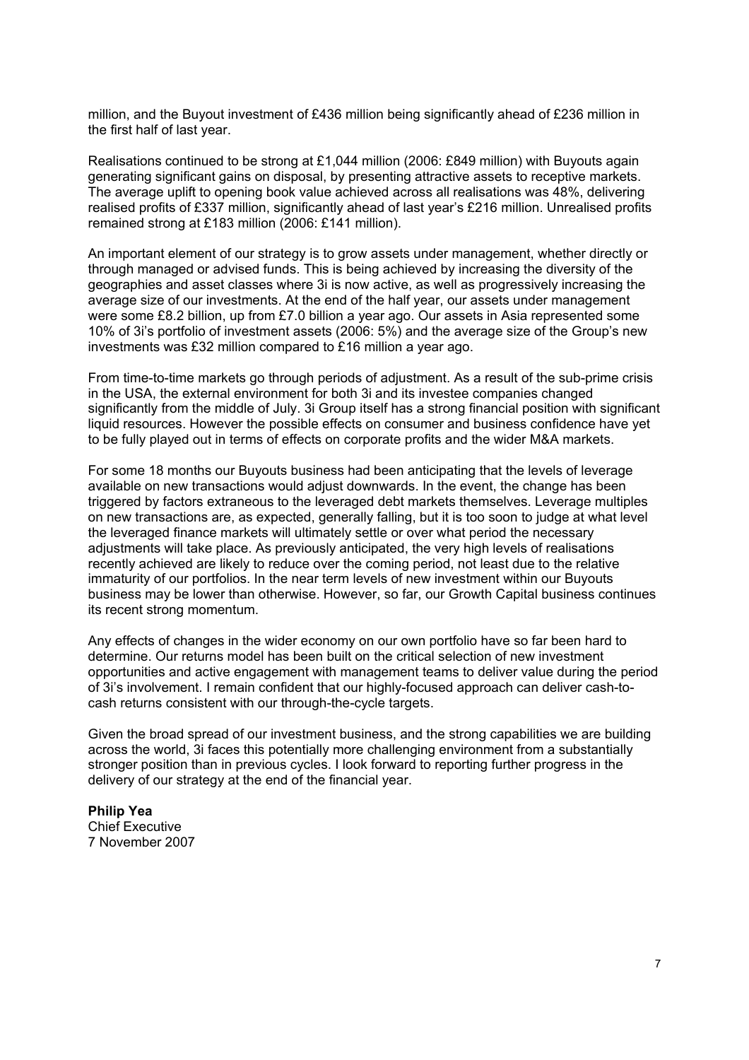million, and the Buyout investment of £436 million being significantly ahead of £236 million in the first half of last year.

Realisations continued to be strong at £1,044 million (2006: £849 million) with Buyouts again generating significant gains on disposal, by presenting attractive assets to receptive markets. The average uplift to opening book value achieved across all realisations was 48%, delivering realised profits of £337 million, significantly ahead of last year's £216 million. Unrealised profits remained strong at £183 million (2006: £141 million).

An important element of our strategy is to grow assets under management, whether directly or through managed or advised funds. This is being achieved by increasing the diversity of the geographies and asset classes where 3i is now active, as well as progressively increasing the average size of our investments. At the end of the half year, our assets under management were some £8.2 billion, up from £7.0 billion a year ago. Our assets in Asia represented some 10% of 3i's portfolio of investment assets (2006: 5%) and the average size of the Group's new investments was £32 million compared to £16 million a year ago.

From time-to-time markets go through periods of adjustment. As a result of the sub-prime crisis in the USA, the external environment for both 3i and its investee companies changed significantly from the middle of July. 3i Group itself has a strong financial position with significant liquid resources. However the possible effects on consumer and business confidence have yet to be fully played out in terms of effects on corporate profits and the wider M&A markets.

For some 18 months our Buyouts business had been anticipating that the levels of leverage available on new transactions would adjust downwards. In the event, the change has been triggered by factors extraneous to the leveraged debt markets themselves. Leverage multiples on new transactions are, as expected, generally falling, but it is too soon to judge at what level the leveraged finance markets will ultimately settle or over what period the necessary adjustments will take place. As previously anticipated, the very high levels of realisations recently achieved are likely to reduce over the coming period, not least due to the relative immaturity of our portfolios. In the near term levels of new investment within our Buyouts business may be lower than otherwise. However, so far, our Growth Capital business continues its recent strong momentum.

Any effects of changes in the wider economy on our own portfolio have so far been hard to determine. Our returns model has been built on the critical selection of new investment opportunities and active engagement with management teams to deliver value during the period of 3i's involvement. I remain confident that our highly-focused approach can deliver cash-to-cash returns consistent with our through-the-cycle targets.

Given the broad spread of our investment business, and the strong capabilities we are building across the world, 3i faces this potentially more challenging environment from a substantially stronger position than in previous cycles. I look forward to reporting further progress in the delivery of our strategy at the end of the financial year.

**Philip Yea**
Chief Executive
7 November 2007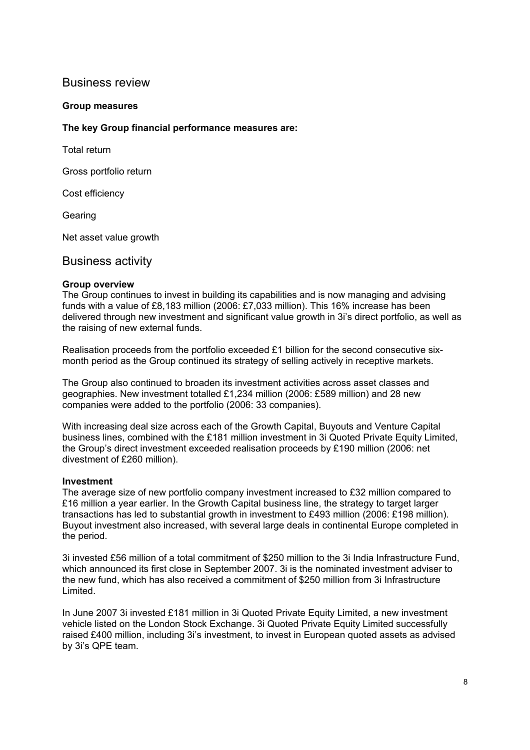# Business review

**Group measures**

**The key Group financial performance measures are:**

Total return

Gross portfolio return

Cost efficiency

Gearing

Net asset value growth

# Business activity

**Group overview**

The Group continues to invest in building its capabilities and is now managing and advising funds with a value of £8,183 million (2006: £7,033 million). This 16% increase has been delivered through new investment and significant value growth in 3i's direct portfolio, as well as the raising of new external funds.

Realisation proceeds from the portfolio exceeded £1 billion for the second consecutive six-month period as the Group continued its strategy of selling actively in receptive markets.

The Group also continued to broaden its investment activities across asset classes and geographies. New investment totalled £1,234 million (2006: £589 million) and 28 new companies were added to the portfolio (2006: 33 companies).

With increasing deal size across each of the Growth Capital, Buyouts and Venture Capital business lines, combined with the £181 million investment in 3i Quoted Private Equity Limited, the Group's direct investment exceeded realisation proceeds by £190 million (2006: net divestment of £260 million).

**Investment**

The average size of new portfolio company investment increased to £32 million compared to £16 million a year earlier. In the Growth Capital business line, the strategy to target larger transactions has led to substantial growth in investment to £493 million (2006: £198 million). Buyout investment also increased, with several large deals in continental Europe completed in the period.

3i invested £56 million of a total commitment of $250 million to the 3i India Infrastructure Fund, which announced its first close in September 2007. 3i is the nominated investment adviser to the new fund, which has also received a commitment of $250 million from 3i Infrastructure Limited.

In June 2007 3i invested £181 million in 3i Quoted Private Equity Limited, a new investment vehicle listed on the London Stock Exchange. 3i Quoted Private Equity Limited successfully raised £400 million, including 3i's investment, to invest in European quoted assets as advised by 3i's QPE team.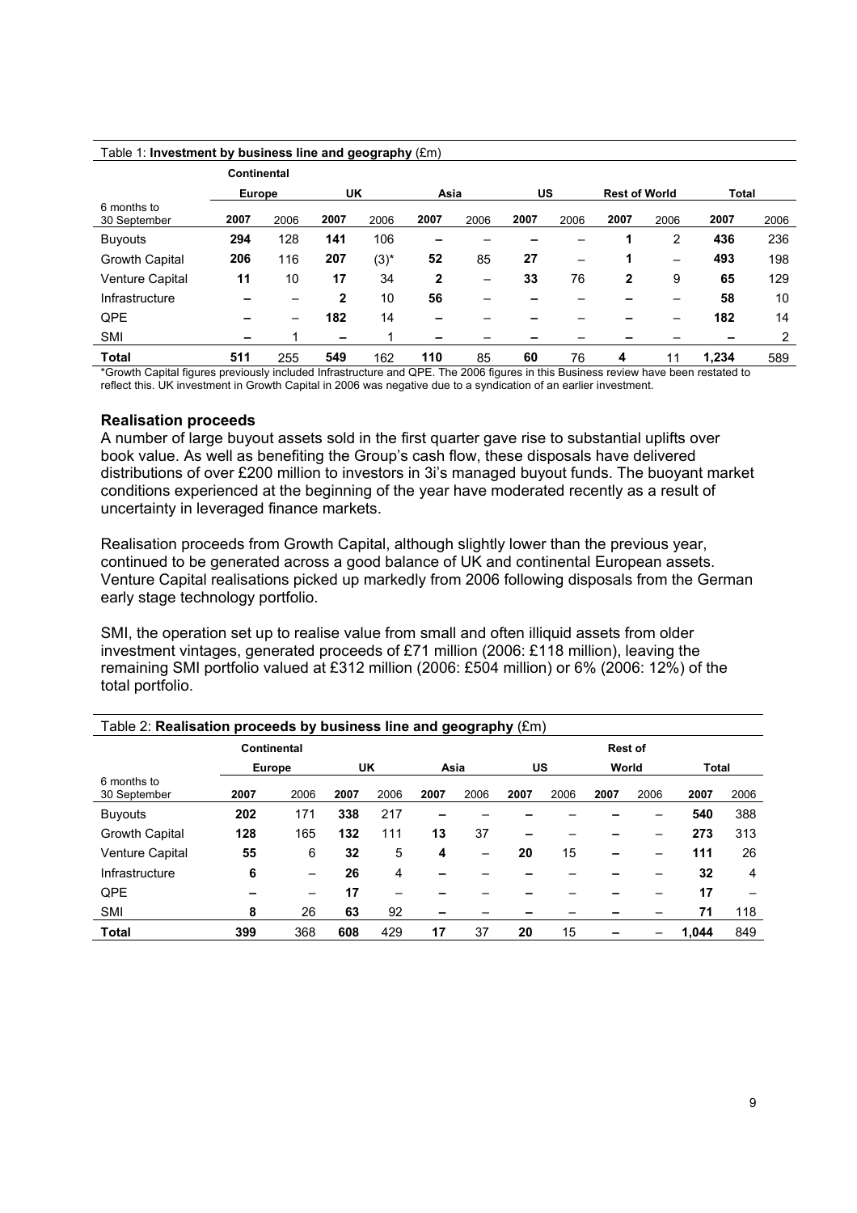Table 1: **Investment by business line and geography** (£m)

| 6 months to 30 September | Continental Europe | | UK | | Asia | | US | | Rest of World | | Total | |
|---|---|---|---|---|---|---|---|---|---|---|---|---|
| | **2007** | 2006 | **2007** | 2006 | **2007** | 2006 | **2007** | 2006 | **2007** | 2006 | **2007** | 2006 |
| Buyouts | **294** | 128 | **141** | 106 | **–** | – | **–** | – | **1** | 2 | **436** | 236 |
| Growth Capital | **206** | 116 | **207** | (3)* | **52** | 85 | **27** | – | **1** | – | **493** | 198 |
| Venture Capital | **11** | 10 | **17** | 34 | **2** | – | **33** | 76 | **2** | 9 | **65** | 129 |
| Infrastructure | **–** | – | **2** | 10 | **56** | – | **–** | – | **–** | – | **58** | 10 |
| QPE | **–** | – | **182** | 14 | **–** | – | **–** | – | **–** | – | **182** | 14 |
| SMI | **–** | 1 | **–** | 1 | **–** | – | **–** | – | **–** | – | **–** | 2 |
| **Total** | **511** | 255 | **549** | 162 | **110** | 85 | **60** | 76 | **4** | 11 | **1,234** | 589 |

*Growth Capital figures previously included Infrastructure and QPE. The 2006 figures in this Business review have been restated to reflect this. UK investment in Growth Capital in 2006 was negative due to a syndication of an earlier investment.

**Realisation proceeds**

A number of large buyout assets sold in the first quarter gave rise to substantial uplifts over book value. As well as benefiting the Group's cash flow, these disposals have delivered distributions of over £200 million to investors in 3i's managed buyout funds. The buoyant market conditions experienced at the beginning of the year have moderated recently as a result of uncertainty in leveraged finance markets.

Realisation proceeds from Growth Capital, although slightly lower than the previous year, continued to be generated across a good balance of UK and continental European assets. Venture Capital realisations picked up markedly from 2006 following disposals from the German early stage technology portfolio.

SMI, the operation set up to realise value from small and often illiquid assets from older investment vintages, generated proceeds of £71 million (2006: £118 million), leaving the remaining SMI portfolio valued at £312 million (2006: £504 million) or 6% (2006: 12%) of the total portfolio.

Table 2: **Realisation proceeds by business line and geography** (£m)

| 6 months to 30 September | Continental Europe | | UK | | Asia | | US | | Rest of World | | Total | |
|---|---|---|---|---|---|---|---|---|---|---|---|---|
| | **2007** | 2006 | **2007** | 2006 | **2007** | 2006 | **2007** | 2006 | **2007** | 2006 | **2007** | 2006 |
| Buyouts | **202** | 171 | **338** | 217 | **–** | – | **–** | – | **–** | – | **540** | 388 |
| Growth Capital | **128** | 165 | **132** | 111 | **13** | 37 | **–** | – | **–** | – | **273** | 313 |
| Venture Capital | **55** | 6 | **32** | 5 | **4** | – | **20** | 15 | **–** | – | **111** | 26 |
| Infrastructure | **6** | – | **26** | 4 | **–** | – | **–** | – | **–** | – | **32** | 4 |
| QPE | **–** | – | **17** | – | **–** | – | **–** | – | **–** | – | **17** | – |
| SMI | **8** | 26 | **63** | 92 | **–** | – | **–** | – | **–** | – | **71** | 118 |
| **Total** | **399** | 368 | **608** | 429 | **17** | 37 | **20** | 15 | **–** | – | **1,044** | 849 |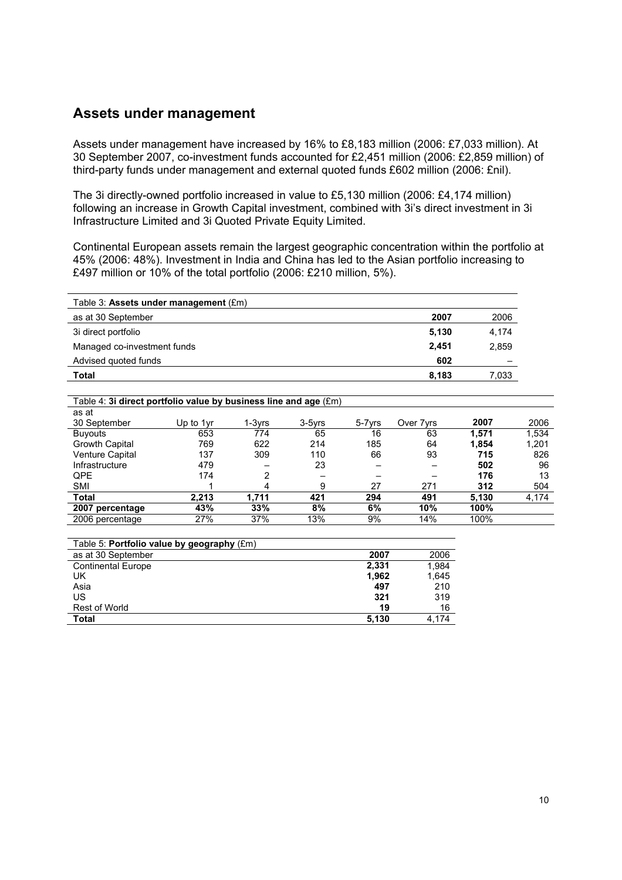## Assets under management

Assets under management have increased by 16% to £8,183 million (2006: £7,033 million). At 30 September 2007, co-investment funds accounted for £2,451 million (2006: £2,859 million) of third-party funds under management and external quoted funds £602 million (2006: £nil).

The 3i directly-owned portfolio increased in value to £5,130 million (2006: £4,174 million) following an increase in Growth Capital investment, combined with 3i's direct investment in 3i Infrastructure Limited and 3i Quoted Private Equity Limited.

Continental European assets remain the largest geographic concentration within the portfolio at 45% (2006: 48%). Investment in India and China has led to the Asian portfolio increasing to £497 million or 10% of the total portfolio (2006: £210 million, 5%).

Table 3: **Assets under management** (£m)

| as at 30 September | **2007** | 2006 |
|---|---|---|
| 3i direct portfolio | **5,130** | 4,174 |
| Managed co-investment funds | **2,451** | 2,859 |
| Advised quoted funds | **602** | – |
| **Total** | **8,183** | 7,033 |

Table 4: **3i direct portfolio value by business line and age** (£m)

| as at 30 September | Up to 1yr | 1-3yrs | 3-5yrs | 5-7yrs | Over 7yrs | **2007** | 2006 |
|---|---|---|---|---|---|---|---|
| Buyouts | 653 | 774 | 65 | 16 | 63 | **1,571** | 1,534 |
| Growth Capital | 769 | 622 | 214 | 185 | 64 | **1,854** | 1,201 |
| Venture Capital | 137 | 309 | 110 | 66 | 93 | **715** | 826 |
| Infrastructure | 479 | – | 23 | – | – | **502** | 96 |
| QPE | 174 | 2 | – | – | – | **176** | 13 |
| SMI | 1 | 4 | 9 | 27 | 271 | **312** | 504 |
| **Total** | **2,213** | **1,711** | **421** | **294** | **491** | **5,130** | 4,174 |
| **2007 percentage** | **43%** | **33%** | **8%** | **6%** | **10%** | **100%** | |
| 2006 percentage | 27% | 37% | 13% | 9% | 14% | 100% | |

Table 5: **Portfolio value by geography** (£m)

| as at 30 September | **2007** | 2006 |
|---|---|---|
| Continental Europe | **2,331** | 1,984 |
| UK | **1,962** | 1,645 |
| Asia | **497** | 210 |
| US | **321** | 319 |
| Rest of World | **19** | 16 |
| **Total** | **5,130** | 4,174 |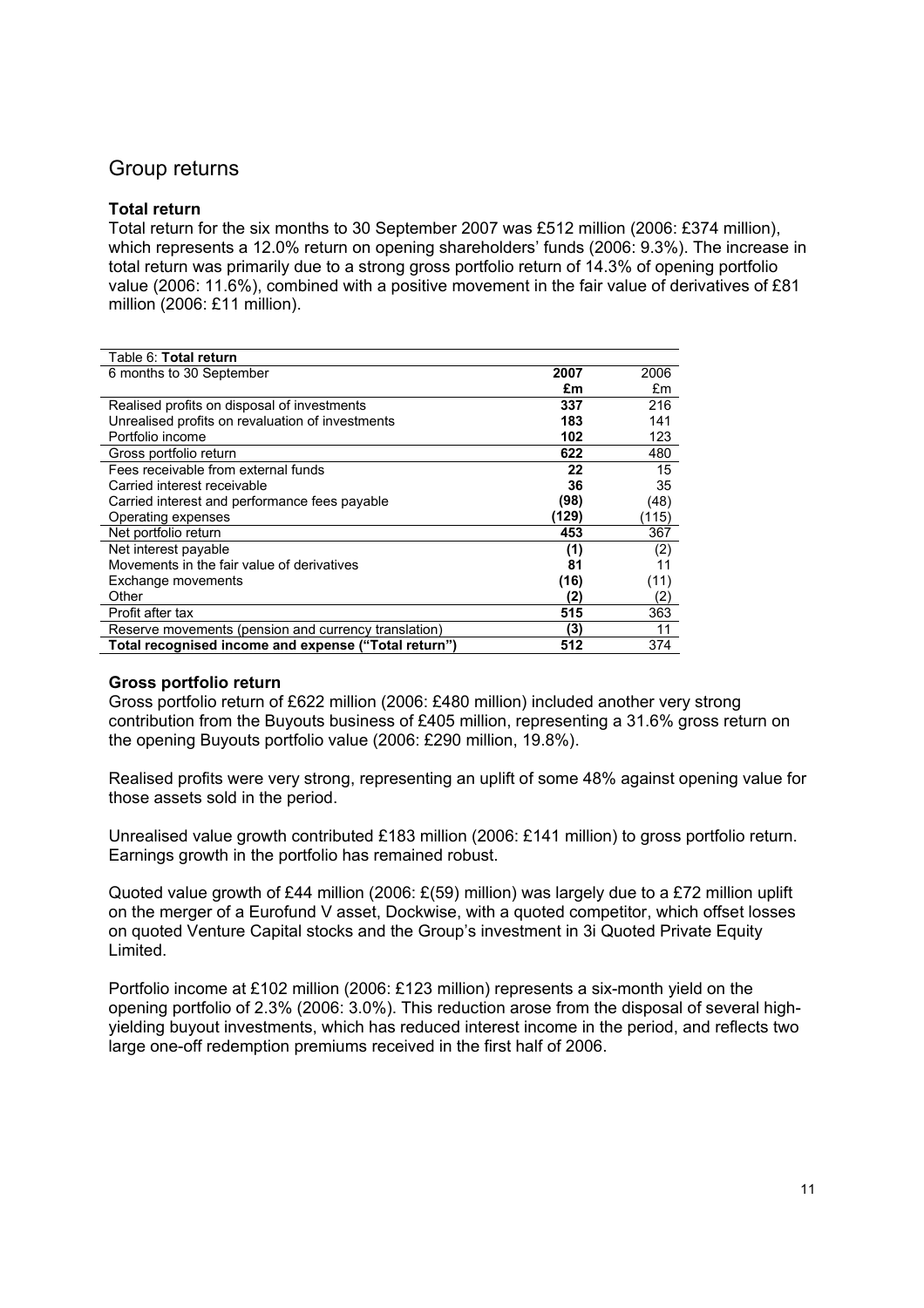## Group returns

### Total return

Total return for the six months to 30 September 2007 was £512 million (2006: £374 million), which represents a 12.0% return on opening shareholders' funds (2006: 9.3%). The increase in total return was primarily due to a strong gross portfolio return of 14.3% of opening portfolio value (2006: 11.6%), combined with a positive movement in the fair value of derivatives of £81 million (2006: £11 million).

Table 6: **Total return**

| 6 months to 30 September | **2007** | 2006 |
|---|---|---|
| | **£m** | £m |
| Realised profits on disposal of investments | **337** | 216 |
| Unrealised profits on revaluation of investments | **183** | 141 |
| Portfolio income | **102** | 123 |
| Gross portfolio return | **622** | 480 |
| Fees receivable from external funds | **22** | 15 |
| Carried interest receivable | **36** | 35 |
| Carried interest and performance fees payable | **(98)** | (48) |
| Operating expenses | **(129)** | (115) |
| Net portfolio return | **453** | 367 |
| Net interest payable | **(1)** | (2) |
| Movements in the fair value of derivatives | **81** | 11 |
| Exchange movements | **(16)** | (11) |
| Other | **(2)** | (2) |
| Profit after tax | **515** | 363 |
| Reserve movements (pension and currency translation) | **(3)** | 11 |
| **Total recognised income and expense ("Total return")** | **512** | 374 |

### Gross portfolio return

Gross portfolio return of £622 million (2006: £480 million) included another very strong contribution from the Buyouts business of £405 million, representing a 31.6% gross return on the opening Buyouts portfolio value (2006: £290 million, 19.8%).

Realised profits were very strong, representing an uplift of some 48% against opening value for those assets sold in the period.

Unrealised value growth contributed £183 million (2006: £141 million) to gross portfolio return. Earnings growth in the portfolio has remained robust.

Quoted value growth of £44 million (2006: £(59) million) was largely due to a £72 million uplift on the merger of a Eurofund V asset, Dockwise, with a quoted competitor, which offset losses on quoted Venture Capital stocks and the Group's investment in 3i Quoted Private Equity Limited.

Portfolio income at £102 million (2006: £123 million) represents a six-month yield on the opening portfolio of 2.3% (2006: 3.0%). This reduction arose from the disposal of several high-yielding buyout investments, which has reduced interest income in the period, and reflects two large one-off redemption premiums received in the first half of 2006.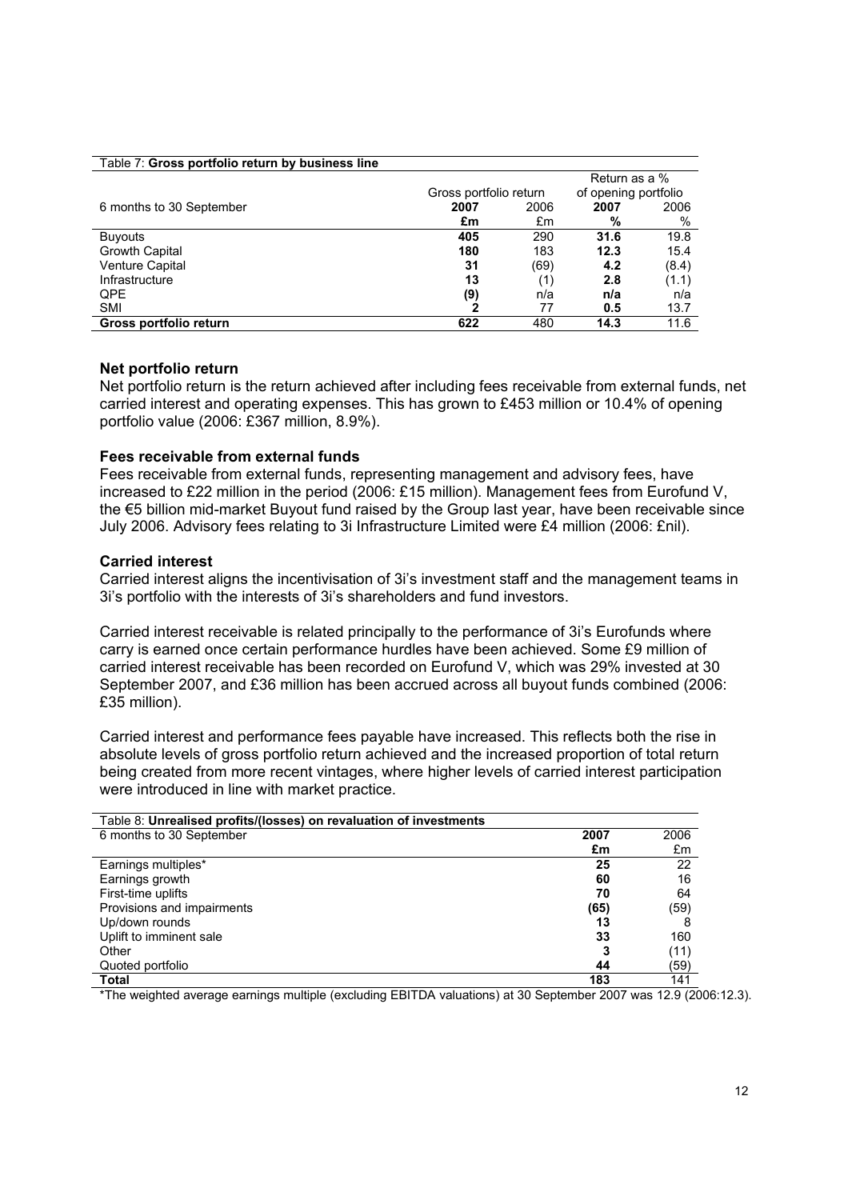Table 7: **Gross portfolio return by business line**

| 6 months to 30 September | Gross portfolio return | | Return as a % of opening portfolio | |
|---|---|---|---|---|
| | **2007** | 2006 | **2007** | 2006 |
| | **£m** | £m | **%** | % |
| Buyouts | **405** | 290 | **31.6** | 19.8 |
| Growth Capital | **180** | 183 | **12.3** | 15.4 |
| Venture Capital | **31** | (69) | **4.2** | (8.4) |
| Infrastructure | **13** | (1) | **2.8** | (1.1) |
| QPE | **(9)** | n/a | **n/a** | n/a |
| SMI | **2** | 77 | **0.5** | 13.7 |
| **Gross portfolio return** | **622** | 480 | **14.3** | 11.6 |

### Net portfolio return

Net portfolio return is the return achieved after including fees receivable from external funds, net carried interest and operating expenses. This has grown to £453 million or 10.4% of opening portfolio value (2006: £367 million, 8.9%).

### Fees receivable from external funds

Fees receivable from external funds, representing management and advisory fees, have increased to £22 million in the period (2006: £15 million). Management fees from Eurofund V, the €5 billion mid-market Buyout fund raised by the Group last year, have been receivable since July 2006. Advisory fees relating to 3i Infrastructure Limited were £4 million (2006: £nil).

### Carried interest

Carried interest aligns the incentivisation of 3i's investment staff and the management teams in 3i's portfolio with the interests of 3i's shareholders and fund investors.

Carried interest receivable is related principally to the performance of 3i's Eurofunds where carry is earned once certain performance hurdles have been achieved. Some £9 million of carried interest receivable has been recorded on Eurofund V, which was 29% invested at 30 September 2007, and £36 million has been accrued across all buyout funds combined (2006: £35 million).

Carried interest and performance fees payable have increased. This reflects both the rise in absolute levels of gross portfolio return achieved and the increased proportion of total return being created from more recent vintages, where higher levels of carried interest participation were introduced in line with market practice.

Table 8: **Unrealised profits/(losses) on revaluation of investments**

| 6 months to 30 September | **2007** | 2006 |
|---|---|---|
| | **£m** | £m |
| Earnings multiples* | **25** | 22 |
| Earnings growth | **60** | 16 |
| First-time uplifts | **70** | 64 |
| Provisions and impairments | **(65)** | (59) |
| Up/down rounds | **13** | 8 |
| Uplift to imminent sale | **33** | 160 |
| Other | **3** | (11) |
| Quoted portfolio | **44** | (59) |
| **Total** | **183** | 141 |

*The weighted average earnings multiple (excluding EBITDA valuations) at 30 September 2007 was 12.9 (2006:12.3).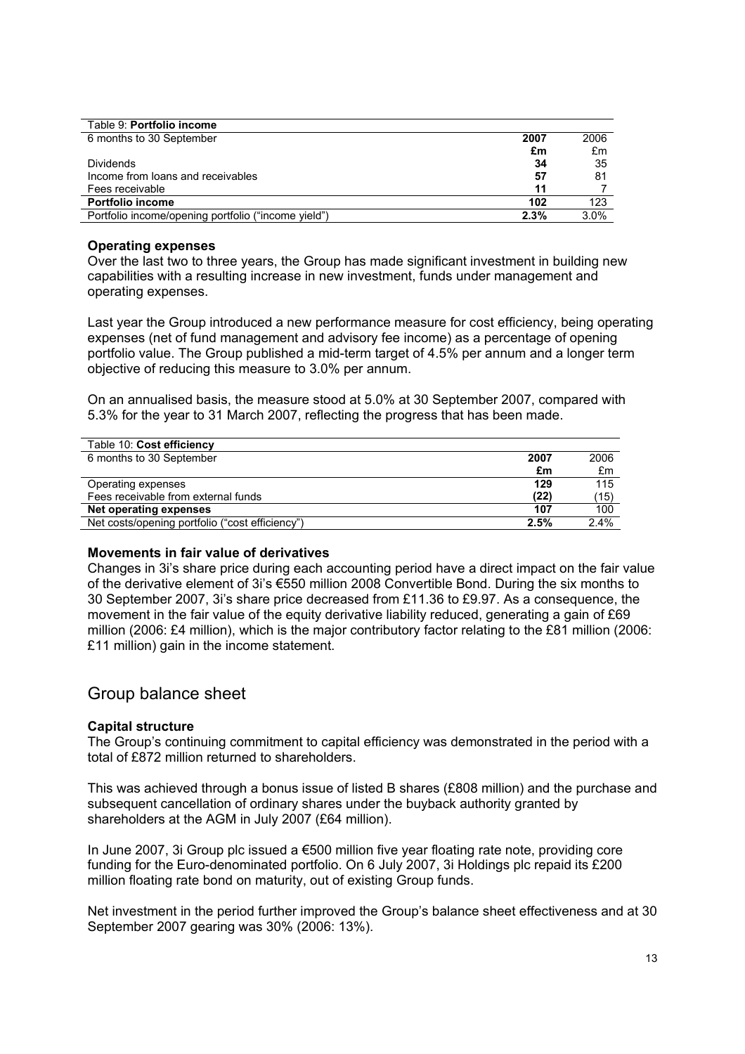| Table 9: **Portfolio income** | | |
|---|---|---|
| 6 months to 30 September | **2007** | 2006 |
| | **£m** | £m |
| Dividends | **34** | 35 |
| Income from loans and receivables | **57** | 81 |
| Fees receivable | **11** | 7 |
| **Portfolio income** | **102** | 123 |
| Portfolio income/opening portfolio ("income yield") | **2.3%** | 3.0% |

### Operating expenses

Over the last two to three years, the Group has made significant investment in building new capabilities with a resulting increase in new investment, funds under management and operating expenses.

Last year the Group introduced a new performance measure for cost efficiency, being operating expenses (net of fund management and advisory fee income) as a percentage of opening portfolio value. The Group published a mid-term target of 4.5% per annum and a longer term objective of reducing this measure to 3.0% per annum.

On an annualised basis, the measure stood at 5.0% at 30 September 2007, compared with 5.3% for the year to 31 March 2007, reflecting the progress that has been made.

| Table 10: **Cost efficiency** | | |
|---|---|---|
| 6 months to 30 September | **2007** | 2006 |
| | **£m** | £m |
| Operating expenses | **129** | 115 |
| Fees receivable from external funds | **(22)** | (15) |
| **Net operating expenses** | **107** | 100 |
| Net costs/opening portfolio ("cost efficiency") | **2.5%** | 2.4% |

### Movements in fair value of derivatives

Changes in 3i's share price during each accounting period have a direct impact on the fair value of the derivative element of 3i's €550 million 2008 Convertible Bond. During the six months to 30 September 2007, 3i's share price decreased from £11.36 to £9.97. As a consequence, the movement in the fair value of the equity derivative liability reduced, generating a gain of £69 million (2006: £4 million), which is the major contributory factor relating to the £81 million (2006: £11 million) gain in the income statement.

## Group balance sheet

### Capital structure

The Group's continuing commitment to capital efficiency was demonstrated in the period with a total of £872 million returned to shareholders.

This was achieved through a bonus issue of listed B shares (£808 million) and the purchase and subsequent cancellation of ordinary shares under the buyback authority granted by shareholders at the AGM in July 2007 (£64 million).

In June 2007, 3i Group plc issued a €500 million five year floating rate note, providing core funding for the Euro-denominated portfolio. On 6 July 2007, 3i Holdings plc repaid its £200 million floating rate bond on maturity, out of existing Group funds.

Net investment in the period further improved the Group's balance sheet effectiveness and at 30 September 2007 gearing was 30% (2006: 13%).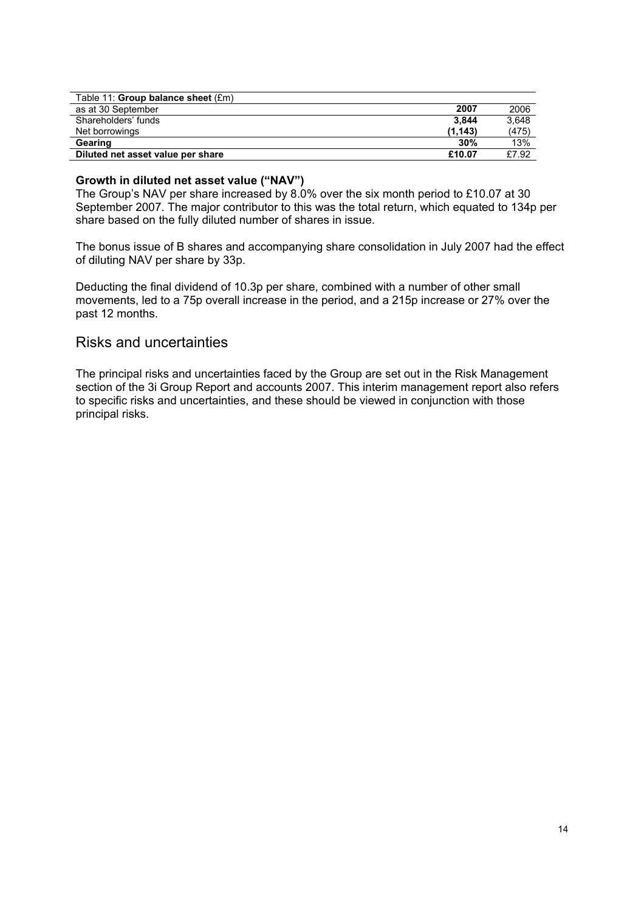| Table 11: **Group balance sheet** (£m) | | |
|---|---|---|
| as at 30 September | **2007** | 2006 |
| Shareholders' funds | **3,844** | 3,648 |
| Net borrowings | **(1,143)** | (475) |
| **Gearing** | **30%** | 13% |
| **Diluted net asset value per share** | **£10.07** | £7.92 |

**Growth in diluted net asset value ("NAV")**

The Group's NAV per share increased by 8.0% over the six month period to £10.07 at 30 September 2007. The major contributor to this was the total return, which equated to 134p per share based on the fully diluted number of shares in issue.

The bonus issue of B shares and accompanying share consolidation in July 2007 had the effect of diluting NAV per share by 33p.

Deducting the final dividend of 10.3p per share, combined with a number of other small movements, led to a 75p overall increase in the period, and a 215p increase or 27% over the past 12 months.

## Risks and uncertainties

The principal risks and uncertainties faced by the Group are set out in the Risk Management section of the 3i Group Report and accounts 2007. This interim management report also refers to specific risks and uncertainties, and these should be viewed in conjunction with those principal risks.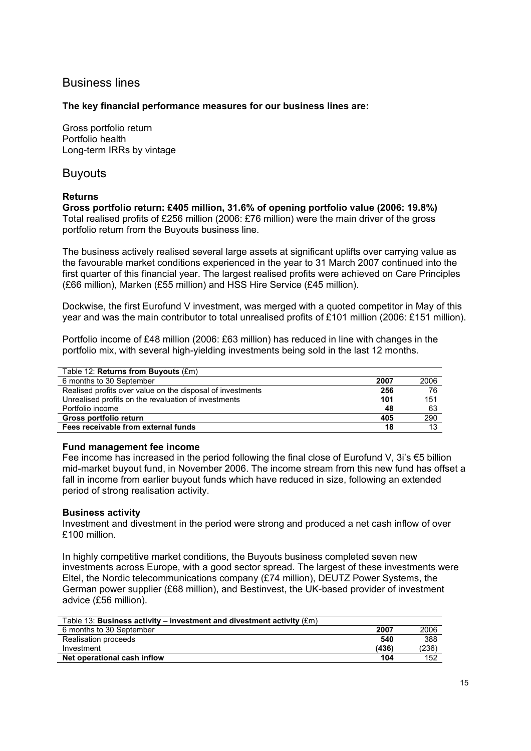# Business lines

**The key financial performance measures for our business lines are:**

Gross portfolio return
Portfolio health
Long-term IRRs by vintage

# Buyouts

**Returns**

**Gross portfolio return: £405 million, 31.6% of opening portfolio value (2006: 19.8%)**
Total realised profits of £256 million (2006: £76 million) were the main driver of the gross portfolio return from the Buyouts business line.

The business actively realised several large assets at significant uplifts over carrying value as the favourable market conditions experienced in the year to 31 March 2007 continued into the first quarter of this financial year. The largest realised profits were achieved on Care Principles (£66 million), Marken (£55 million) and HSS Hire Service (£45 million).

Dockwise, the first Eurofund V investment, was merged with a quoted competitor in May of this year and was the main contributor to total unrealised profits of £101 million (2006: £151 million).

Portfolio income of £48 million (2006: £63 million) has reduced in line with changes in the portfolio mix, with several high-yielding investments being sold in the last 12 months.

Table 12: **Returns from Buyouts** (£m)

| 6 months to 30 September | 2007 | 2006 |
|---|---|---|
| Realised profits over value on the disposal of investments | **256** | 76 |
| Unrealised profits on the revaluation of investments | **101** | 151 |
| Portfolio income | **48** | 63 |
| **Gross portfolio return** | **405** | 290 |
| **Fees receivable from external funds** | **18** | 13 |

**Fund management fee income**

Fee income has increased in the period following the final close of Eurofund V, 3i's €5 billion mid-market buyout fund, in November 2006. The income stream from this new fund has offset a fall in income from earlier buyout funds which have reduced in size, following an extended period of strong realisation activity.

**Business activity**

Investment and divestment in the period were strong and produced a net cash inflow of over £100 million.

In highly competitive market conditions, the Buyouts business completed seven new investments across Europe, with a good sector spread. The largest of these investments were Eltel, the Nordic telecommunications company (£74 million), DEUTZ Power Systems, the German power supplier (£68 million), and Bestinvest, the UK-based provider of investment advice (£56 million).

Table 13: **Business activity – investment and divestment activity** (£m)

| 6 months to 30 September | 2007 | 2006 |
|---|---|---|
| Realisation proceeds | **540** | 388 |
| Investment | **(436)** | (236) |
| **Net operational cash inflow** | **104** | 152 |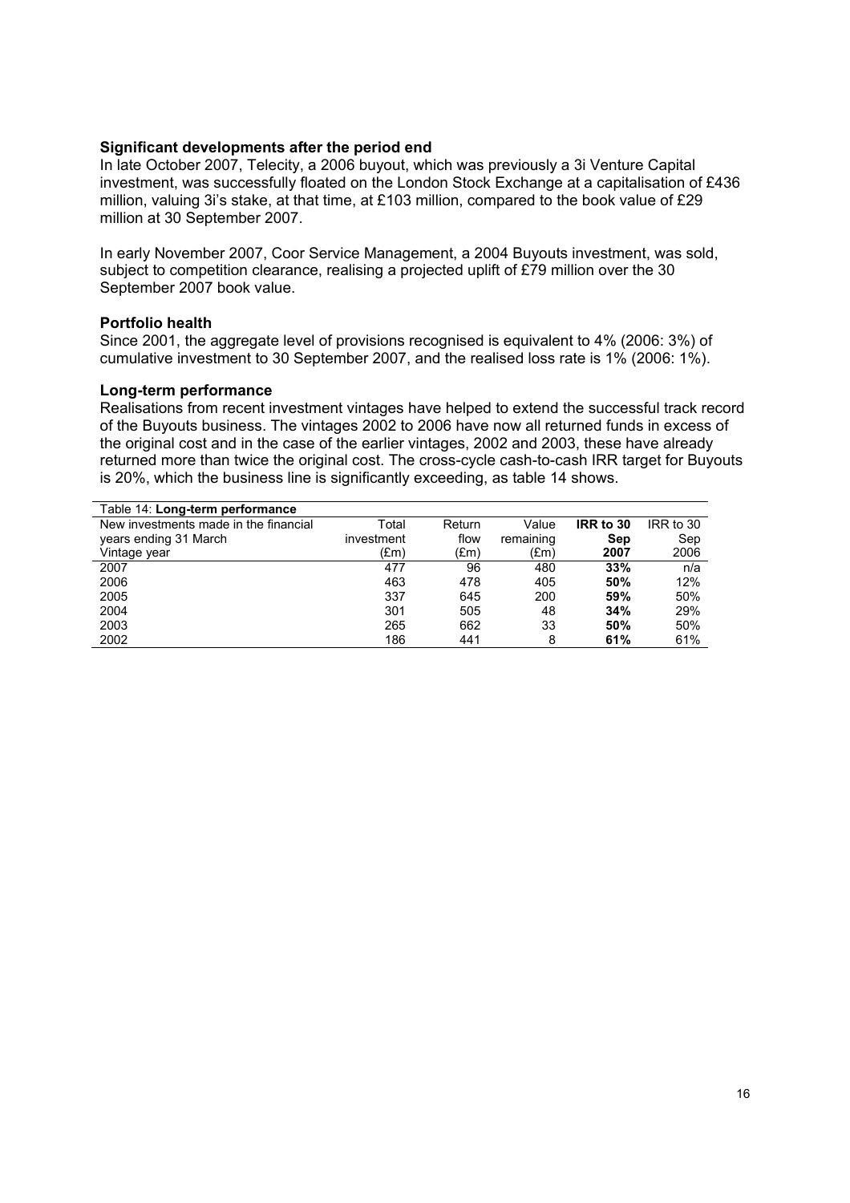### Significant developments after the period end

In late October 2007, Telecity, a 2006 buyout, which was previously a 3i Venture Capital investment, was successfully floated on the London Stock Exchange at a capitalisation of £436 million, valuing 3i's stake, at that time, at £103 million, compared to the book value of £29 million at 30 September 2007.

In early November 2007, Coor Service Management, a 2004 Buyouts investment, was sold, subject to competition clearance, realising a projected uplift of £79 million over the 30 September 2007 book value.

### Portfolio health

Since 2001, the aggregate level of provisions recognised is equivalent to 4% (2006: 3%) of cumulative investment to 30 September 2007, and the realised loss rate is 1% (2006: 1%).

### Long-term performance

Realisations from recent investment vintages have helped to extend the successful track record of the Buyouts business. The vintages 2002 to 2006 have now all returned funds in excess of the original cost and in the case of the earlier vintages, 2002 and 2003, these have already returned more than twice the original cost. The cross-cycle cash-to-cash IRR target for Buyouts is 20%, which the business line is significantly exceeding, as table 14 shows.

Table 14: **Long-term performance**

| New investments made in the financial years ending 31 March<br>Vintage year | Total investment (£m) | Return flow (£m) | Value remaining (£m) | **IRR to 30 Sep 2007** | IRR to 30 Sep 2006 |
|---|---|---|---|---|---|
| 2007 | 477 | 96 | 480 | **33%** | n/a |
| 2006 | 463 | 478 | 405 | **50%** | 12% |
| 2005 | 337 | 645 | 200 | **59%** | 50% |
| 2004 | 301 | 505 | 48 | **34%** | 29% |
| 2003 | 265 | 662 | 33 | **50%** | 50% |
| 2002 | 186 | 441 | 8 | **61%** | 61% |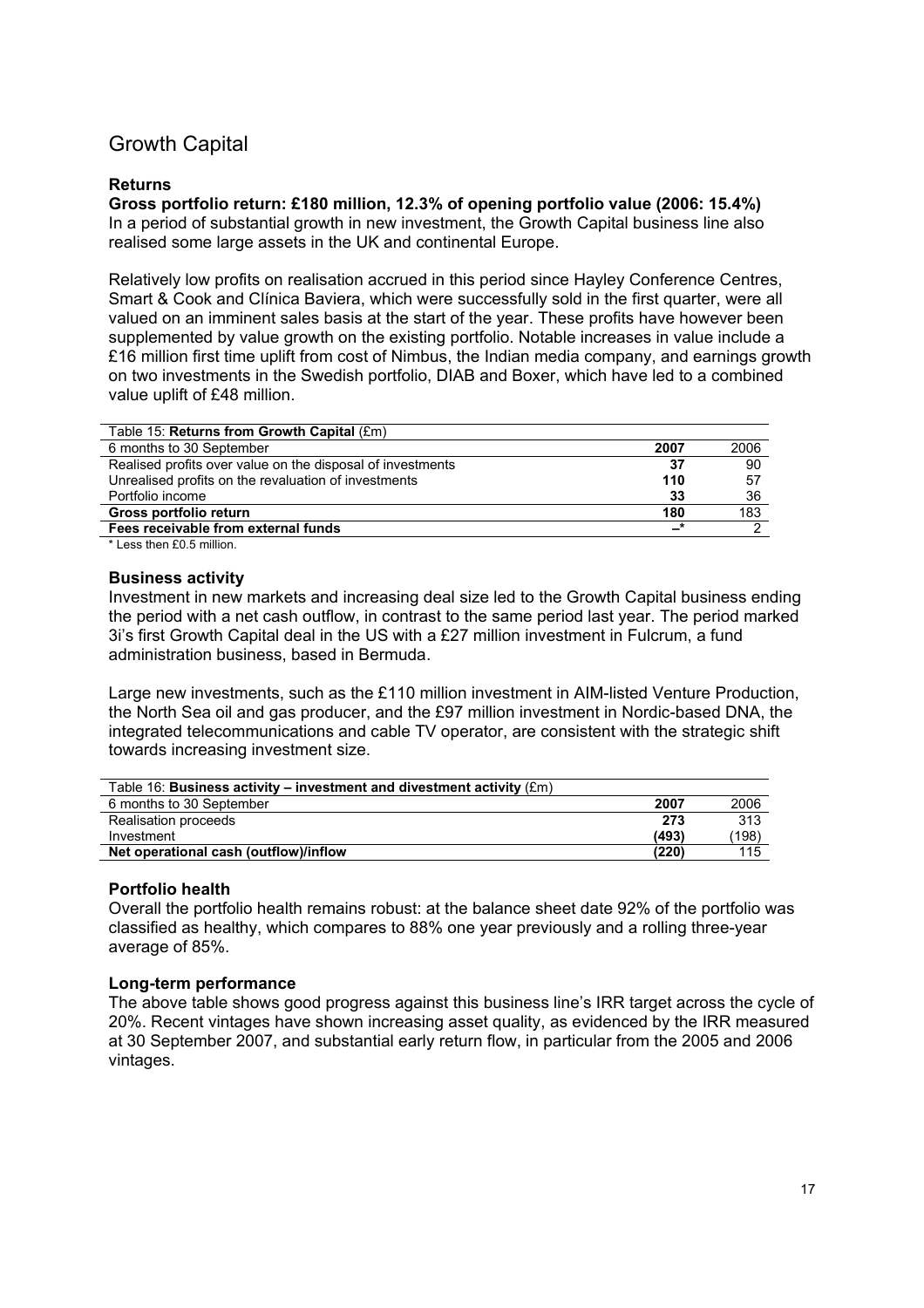## Growth Capital

### Returns

**Gross portfolio return: £180 million, 12.3% of opening portfolio value (2006: 15.4%)**
In a period of substantial growth in new investment, the Growth Capital business line also realised some large assets in the UK and continental Europe.

Relatively low profits on realisation accrued in this period since Hayley Conference Centres, Smart & Cook and Clínica Baviera, which were successfully sold in the first quarter, were all valued on an imminent sales basis at the start of the year. These profits have however been supplemented by value growth on the existing portfolio. Notable increases in value include a £16 million first time uplift from cost of Nimbus, the Indian media company, and earnings growth on two investments in the Swedish portfolio, DIAB and Boxer, which have led to a combined value uplift of £48 million.

Table 15: **Returns from Growth Capital** (£m)

| 6 months to 30 September | **2007** | 2006 |
|---|---|---|
| Realised profits over value on the disposal of investments | **37** | 90 |
| Unrealised profits on the revaluation of investments | **110** | 57 |
| Portfolio income | **33** | 36 |
| **Gross portfolio return** | **180** | 183 |
| **Fees receivable from external funds** | **–*** | 2 |

* Less then £0.5 million.

### Business activity

Investment in new markets and increasing deal size led to the Growth Capital business ending the period with a net cash outflow, in contrast to the same period last year. The period marked 3i's first Growth Capital deal in the US with a £27 million investment in Fulcrum, a fund administration business, based in Bermuda.

Large new investments, such as the £110 million investment in AIM-listed Venture Production, the North Sea oil and gas producer, and the £97 million investment in Nordic-based DNA, the integrated telecommunications and cable TV operator, are consistent with the strategic shift towards increasing investment size.

Table 16: **Business activity – investment and divestment activity** (£m)

| 6 months to 30 September | **2007** | 2006 |
|---|---|---|
| Realisation proceeds | **273** | 313 |
| Investment | **(493)** | (198) |
| **Net operational cash (outflow)/inflow** | **(220)** | 115 |

### Portfolio health

Overall the portfolio health remains robust: at the balance sheet date 92% of the portfolio was classified as healthy, which compares to 88% one year previously and a rolling three-year average of 85%.

### Long-term performance

The above table shows good progress against this business line's IRR target across the cycle of 20%. Recent vintages have shown increasing asset quality, as evidenced by the IRR measured at 30 September 2007, and substantial early return flow, in particular from the 2005 and 2006 vintages.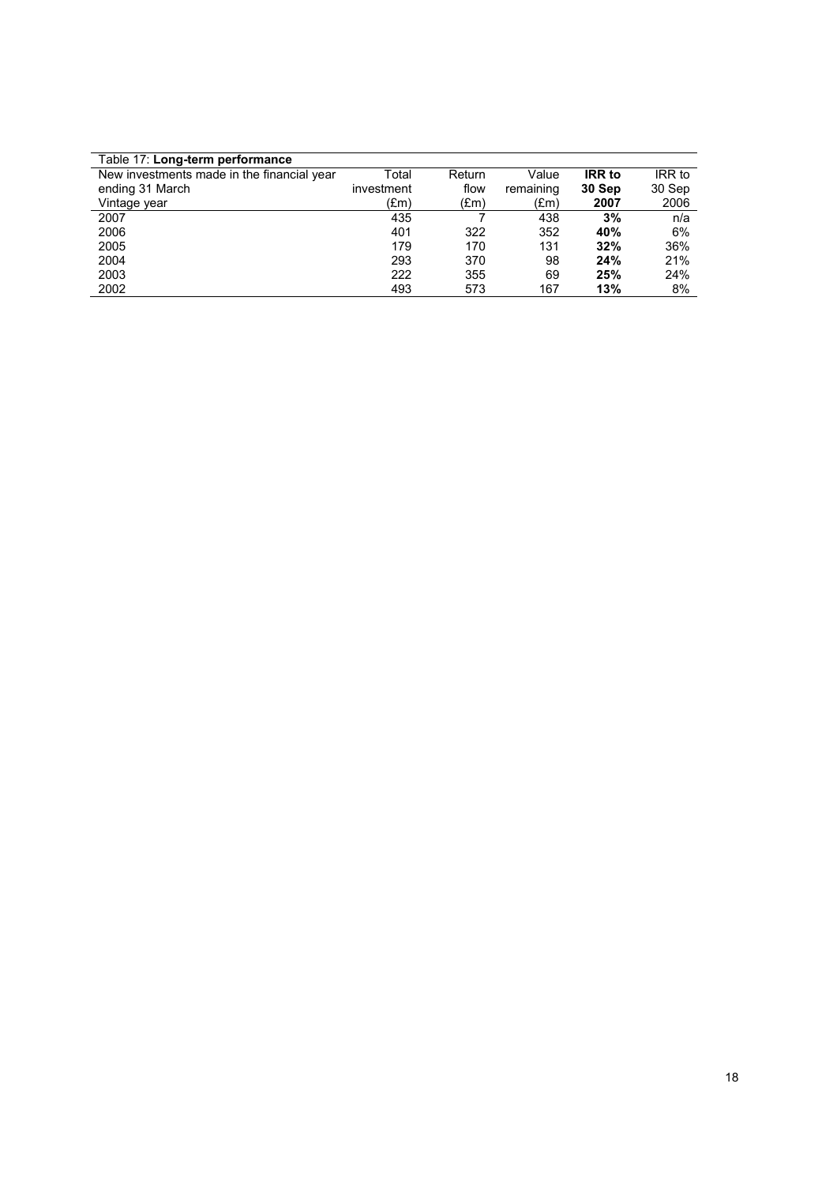Table 17: **Long-term performance**

| New investments made in the financial year ending 31 March Vintage year | Total investment (£m) | Return flow (£m) | Value remaining (£m) | **IRR to 30 Sep 2007** | IRR to 30 Sep 2006 |
|---|---|---|---|---|---|
| 2007 | 435 | 7 | 438 | **3%** | n/a |
| 2006 | 401 | 322 | 352 | **40%** | 6% |
| 2005 | 179 | 170 | 131 | **32%** | 36% |
| 2004 | 293 | 370 | 98 | **24%** | 21% |
| 2003 | 222 | 355 | 69 | **25%** | 24% |
| 2002 | 493 | 573 | 167 | **13%** | 8% |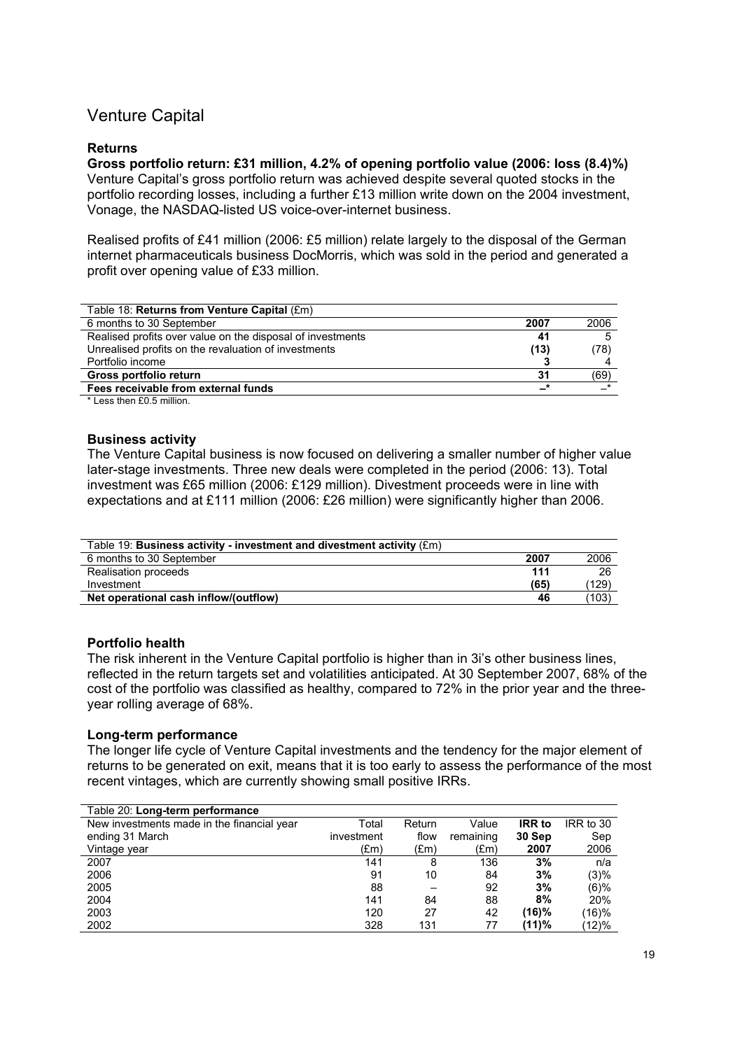# Venture Capital

### Returns

**Gross portfolio return: £31 million, 4.2% of opening portfolio value (2006: loss (8.4)%)**

Venture Capital's gross portfolio return was achieved despite several quoted stocks in the portfolio recording losses, including a further £13 million write down on the 2004 investment, Vonage, the NASDAQ-listed US voice-over-internet business.

Realised profits of £41 million (2006: £5 million) relate largely to the disposal of the German internet pharmaceuticals business DocMorris, which was sold in the period and generated a profit over opening value of £33 million.

| Table 18: **Returns from Venture Capital** (£m) | | |
|---|---|---|
| 6 months to 30 September | **2007** | 2006 |
| Realised profits over value on the disposal of investments | **41** | 5 |
| Unrealised profits on the revaluation of investments | **(13)** | (78) |
| Portfolio income | **3** | 4 |
| **Gross portfolio return** | **31** | (69) |
| **Fees receivable from external funds** | **–*** | –* |

\* Less then £0.5 million.

### Business activity

The Venture Capital business is now focused on delivering a smaller number of higher value later-stage investments. Three new deals were completed in the period (2006: 13). Total investment was £65 million (2006: £129 million). Divestment proceeds were in line with expectations and at £111 million (2006: £26 million) were significantly higher than 2006.

| Table 19: **Business activity - investment and divestment activity** (£m) | | |
|---|---|---|
| 6 months to 30 September | **2007** | 2006 |
| Realisation proceeds | **111** | 26 |
| Investment | **(65)** | (129) |
| **Net operational cash inflow/(outflow)** | **46** | (103) |

### Portfolio health

The risk inherent in the Venture Capital portfolio is higher than in 3i's other business lines, reflected in the return targets set and volatilities anticipated. At 30 September 2007, 68% of the cost of the portfolio was classified as healthy, compared to 72% in the prior year and the three-year rolling average of 68%.

### Long-term performance

The longer life cycle of Venture Capital investments and the tendency for the major element of returns to be generated on exit, means that it is too early to assess the performance of the most recent vintages, which are currently showing small positive IRRs.

| Table 20: **Long-term performance** | | | | | |
|---|---|---|---|---|---|
| New investments made in the financial year ending 31 March Vintage year | Total investment (£m) | Return flow (£m) | Value remaining (£m) | **IRR to 30 Sep 2007** | IRR to 30 Sep 2006 |
| 2007 | 141 | 8 | 136 | **3%** | n/a |
| 2006 | 91 | 10 | 84 | **3%** | (3)% |
| 2005 | 88 | – | 92 | **3%** | (6)% |
| 2004 | 141 | 84 | 88 | **8%** | 20% |
| 2003 | 120 | 27 | 42 | **(16)%** | (16)% |
| 2002 | 328 | 131 | 77 | **(11)%** | (12)% |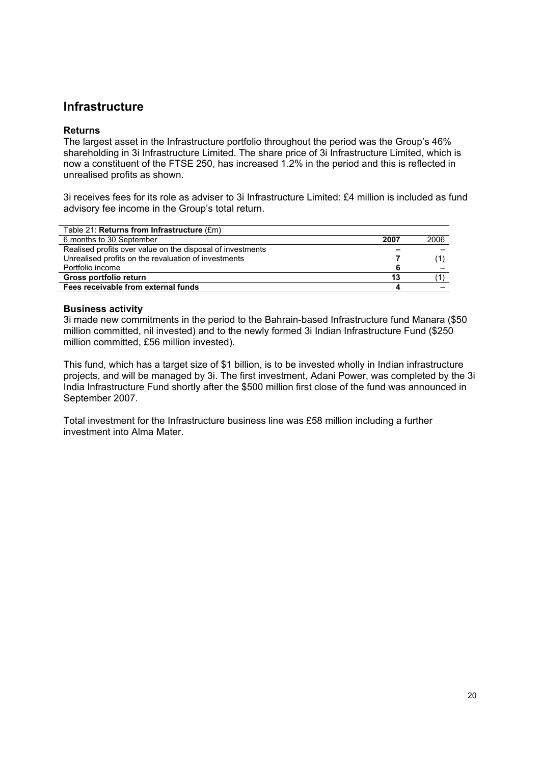## Infrastructure

### Returns

The largest asset in the Infrastructure portfolio throughout the period was the Group's 46% shareholding in 3i Infrastructure Limited. The share price of 3i Infrastructure Limited, which is now a constituent of the FTSE 250, has increased 1.2% in the period and this is reflected in unrealised profits as shown.

3i receives fees for its role as adviser to 3i Infrastructure Limited: £4 million is included as fund advisory fee income in the Group's total return.

Table 21: **Returns from Infrastructure** (£m)

| 6 months to 30 September | **2007** | 2006 |
|---|---|---|
| Realised profits over value on the disposal of investments | **–** | – |
| Unrealised profits on the revaluation of investments | **7** | (1) |
| Portfolio income | **6** | – |
| **Gross portfolio return** | **13** | (1) |
| **Fees receivable from external funds** | **4** | – |

### Business activity

3i made new commitments in the period to the Bahrain-based Infrastructure fund Manara ($50 million committed, nil invested) and to the newly formed 3i Indian Infrastructure Fund ($250 million committed, £56 million invested).

This fund, which has a target size of $1 billion, is to be invested wholly in Indian infrastructure projects, and will be managed by 3i. The first investment, Adani Power, was completed by the 3i India Infrastructure Fund shortly after the $500 million first close of the fund was announced in September 2007.

Total investment for the Infrastructure business line was £58 million including a further investment into Alma Mater.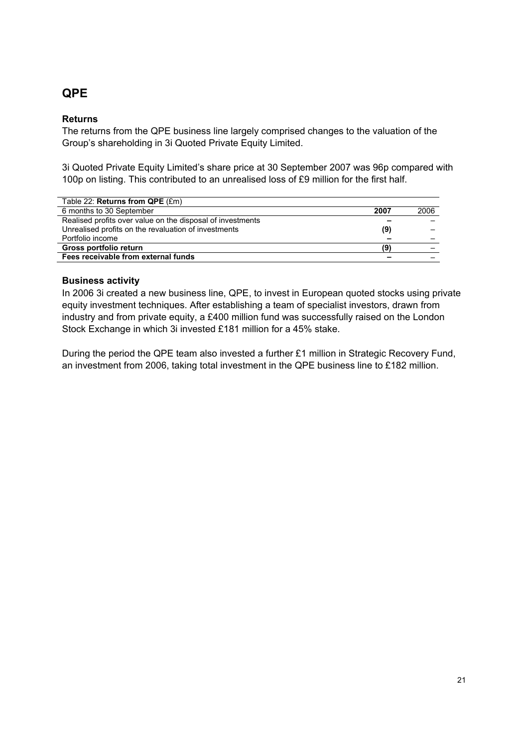# QPE

### Returns

The returns from the QPE business line largely comprised changes to the valuation of the Group's shareholding in 3i Quoted Private Equity Limited.

3i Quoted Private Equity Limited's share price at 30 September 2007 was 96p compared with 100p on listing. This contributed to an unrealised loss of £9 million for the first half.

Table 22: **Returns from QPE** (£m)

| 6 months to 30 September | **2007** | 2006 |
|---|---|---|
| Realised profits over value on the disposal of investments | **–** | – |
| Unrealised profits on the revaluation of investments | **(9)** | – |
| Portfolio income | **–** | – |
| **Gross portfolio return** | **(9)** | – |
| **Fees receivable from external funds** | **–** | – |

### Business activity

In 2006 3i created a new business line, QPE, to invest in European quoted stocks using private equity investment techniques. After establishing a team of specialist investors, drawn from industry and from private equity, a £400 million fund was successfully raised on the London Stock Exchange in which 3i invested £181 million for a 45% stake.

During the period the QPE team also invested a further £1 million in Strategic Recovery Fund, an investment from 2006, taking total investment in the QPE business line to £182 million.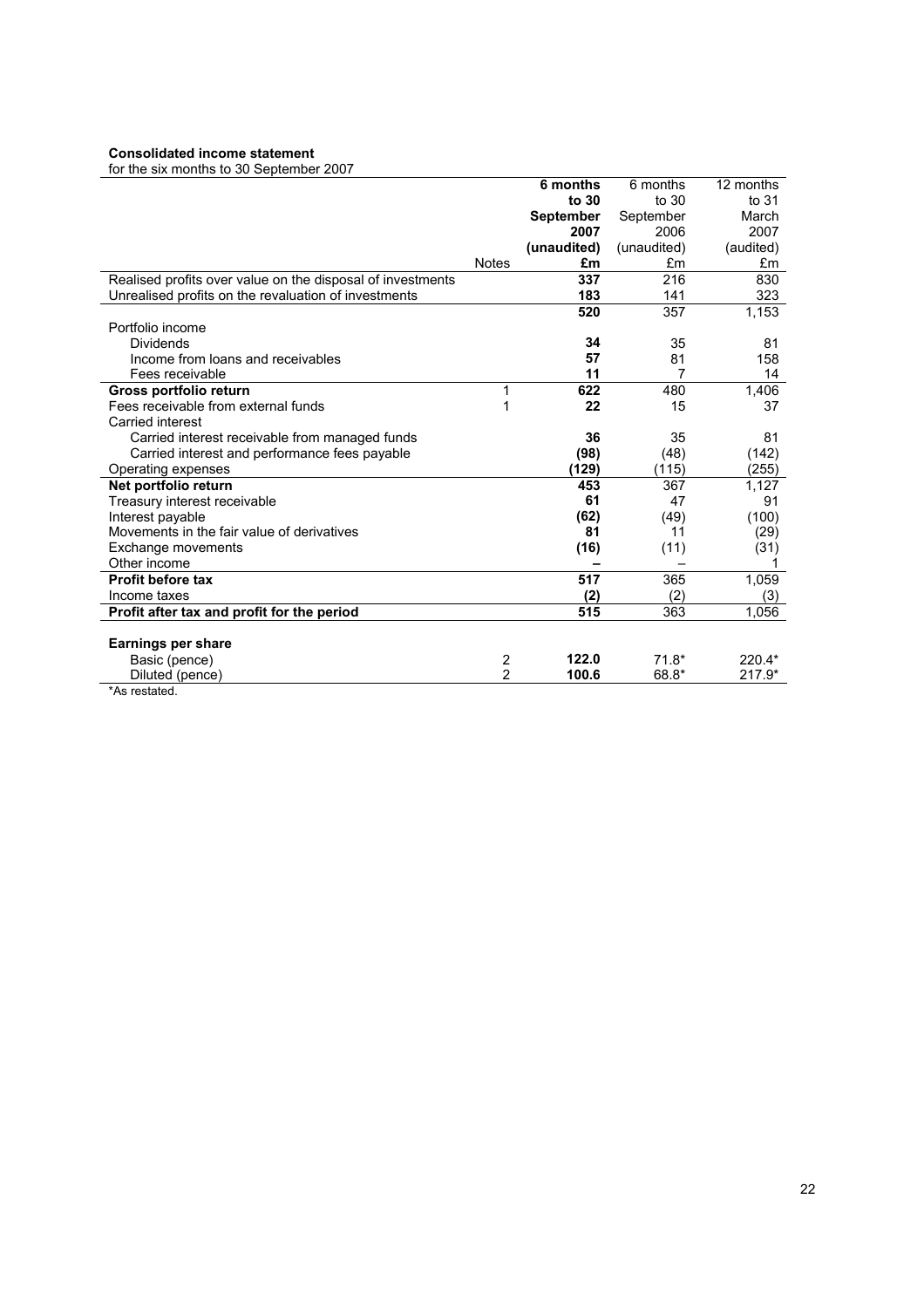**Consolidated income statement**

for the six months to 30 September 2007

| | Notes | **6 months to 30 September 2007 (unaudited) £m** | 6 months to 30 September 2006 (unaudited) £m | 12 months to 31 March 2007 (audited) £m |
|---|---|---|---|---|
| Realised profits over value on the disposal of investments | | **337** | 216 | 830 |
| Unrealised profits on the revaluation of investments | | **183** | 141 | 323 |
| | | **520** | 357 | 1,153 |
| Portfolio income | | | | |
| Dividends | | **34** | 35 | 81 |
| Income from loans and receivables | | **57** | 81 | 158 |
| Fees receivable | | **11** | 7 | 14 |
| **Gross portfolio return** | 1 | **622** | 480 | 1,406 |
| Fees receivable from external funds | 1 | **22** | 15 | 37 |
| Carried interest | | | | |
| Carried interest receivable from managed funds | | **36** | 35 | 81 |
| Carried interest and performance fees payable | | **(98)** | (48) | (142) |
| Operating expenses | | **(129)** | (115) | (255) |
| **Net portfolio return** | | **453** | 367 | 1,127 |
| Treasury interest receivable | | **61** | 47 | 91 |
| Interest payable | | **(62)** | (49) | (100) |
| Movements in the fair value of derivatives | | **81** | 11 | (29) |
| Exchange movements | | **(16)** | (11) | (31) |
| Other income | | **–** | – | 1 |
| **Profit before tax** | | **517** | 365 | 1,059 |
| Income taxes | | **(2)** | (2) | (3) |
| **Profit after tax and profit for the period** | | **515** | 363 | 1,056 |
| | | | | |
| **Earnings per share** | | | | |
| Basic (pence) | 2 | **122.0** | 71.8* | 220.4* |
| Diluted (pence) | 2 | **100.6** | 68.8* | 217.9* |

*As restated.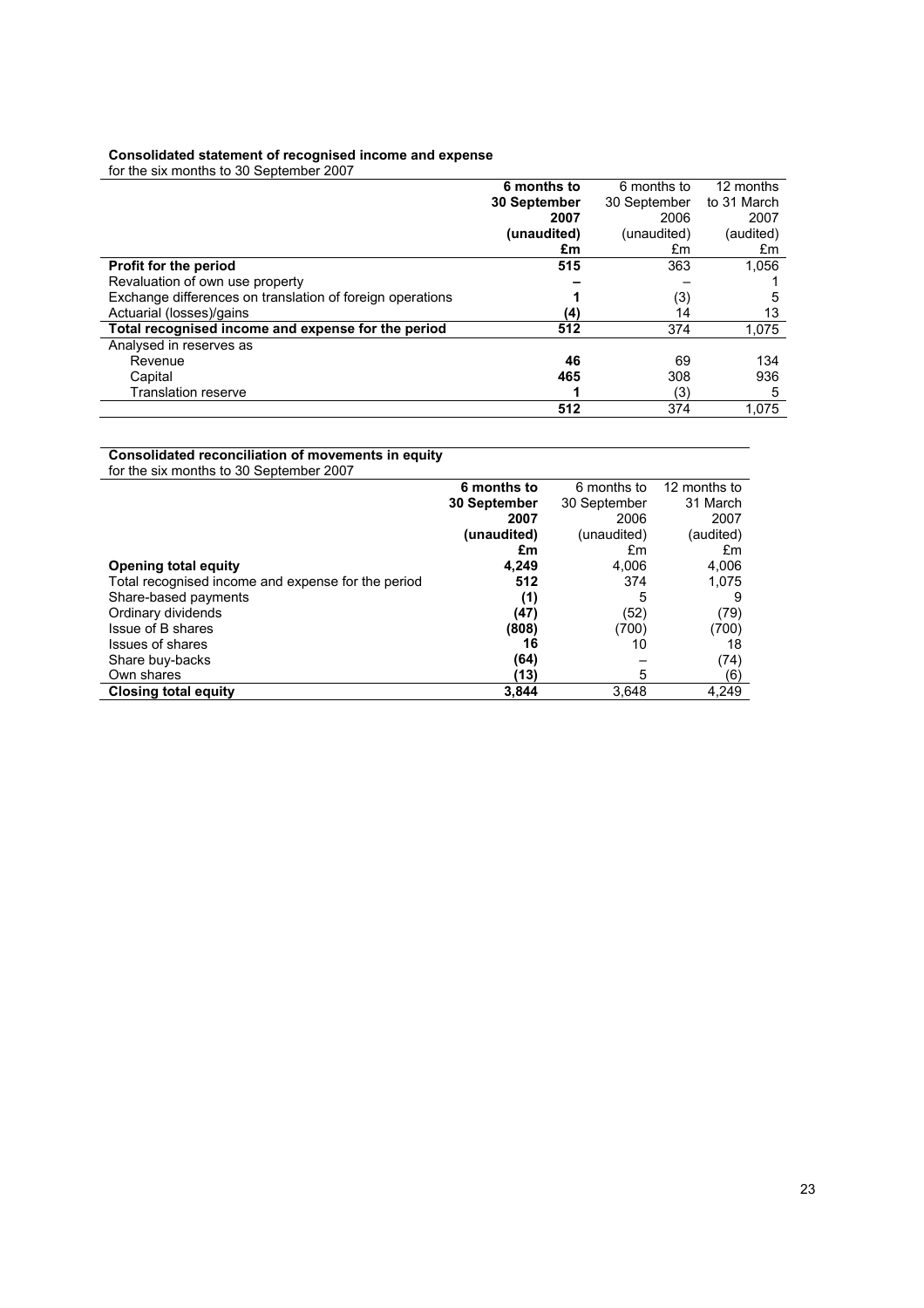**Consolidated statement of recognised income and expense**
for the six months to 30 September 2007

| | **6 months to 30 September 2007 (unaudited) £m** | 6 months to 30 September 2006 (unaudited) £m | 12 months to 31 March 2007 (audited) £m |
|---|---|---|---|
| **Profit for the period** | **515** | 363 | 1,056 |
| Revaluation of own use property | **–** | – | 1 |
| Exchange differences on translation of foreign operations | **1** | (3) | 5 |
| Actuarial (losses)/gains | **(4)** | 14 | 13 |
| **Total recognised income and expense for the period** | **512** | 374 | 1,075 |
| Analysed in reserves as | | | |
| Revenue | **46** | 69 | 134 |
| Capital | **465** | 308 | 936 |
| Translation reserve | **1** | (3) | 5 |
| | **512** | 374 | 1,075 |

**Consolidated reconciliation of movements in equity**
for the six months to 30 September 2007

| | **6 months to 30 September 2007 (unaudited) £m** | 6 months to 30 September 2006 (unaudited) £m | 12 months to 31 March 2007 (audited) £m |
|---|---|---|---|
| **Opening total equity** | **4,249** | 4,006 | 4,006 |
| Total recognised income and expense for the period | **512** | 374 | 1,075 |
| Share-based payments | **(1)** | 5 | 9 |
| Ordinary dividends | **(47)** | (52) | (79) |
| Issue of B shares | **(808)** | (700) | (700) |
| Issues of shares | **16** | 10 | 18 |
| Share buy-backs | **(64)** | – | (74) |
| Own shares | **(13)** | 5 | (6) |
| **Closing total equity** | **3,844** | 3,648 | 4,249 |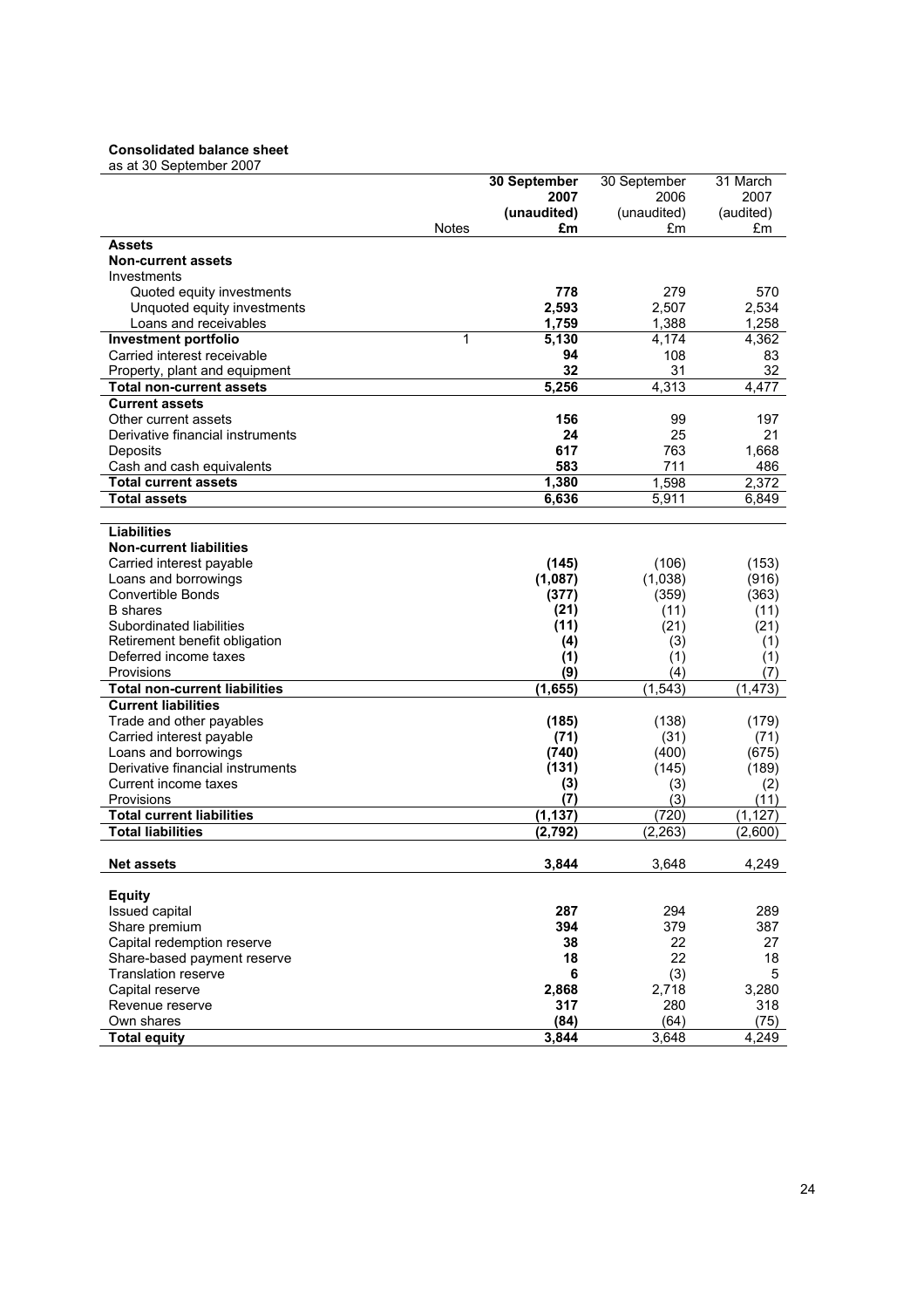**Consolidated balance sheet**
as at 30 September 2007

| | Notes | 30 September 2007 (unaudited) £m | 30 September 2006 (unaudited) £m | 31 March 2007 (audited) £m |
|---|---|---|---|---|
| **Assets** | | | | |
| **Non-current assets** | | | | |
| Investments | | | | |
| Quoted equity investments | | **778** | 279 | 570 |
| Unquoted equity investments | | **2,593** | 2,507 | 2,534 |
| Loans and receivables | | **1,759** | 1,388 | 1,258 |
| **Investment portfolio** | 1 | **5,130** | 4,174 | 4,362 |
| Carried interest receivable | | **94** | 108 | 83 |
| Property, plant and equipment | | **32** | 31 | 32 |
| **Total non-current assets** | | **5,256** | 4,313 | 4,477 |
| **Current assets** | | | | |
| Other current assets | | **156** | 99 | 197 |
| Derivative financial instruments | | **24** | 25 | 21 |
| Deposits | | **617** | 763 | 1,668 |
| Cash and cash equivalents | | **583** | 711 | 486 |
| **Total current assets** | | **1,380** | 1,598 | 2,372 |
| **Total assets** | | **6,636** | 5,911 | 6,849 |
| | | | | |
| **Liabilities** | | | | |
| **Non-current liabilities** | | | | |
| Carried interest payable | | **(145)** | (106) | (153) |
| Loans and borrowings | | **(1,087)** | (1,038) | (916) |
| Convertible Bonds | | **(377)** | (359) | (363) |
| B shares | | **(21)** | (11) | (11) |
| Subordinated liabilities | | **(11)** | (21) | (21) |
| Retirement benefit obligation | | **(4)** | (3) | (1) |
| Deferred income taxes | | **(1)** | (1) | (1) |
| Provisions | | **(9)** | (4) | (7) |
| **Total non-current liabilities** | | **(1,655)** | (1,543) | (1,473) |
| **Current liabilities** | | | | |
| Trade and other payables | | **(185)** | (138) | (179) |
| Carried interest payable | | **(71)** | (31) | (71) |
| Loans and borrowings | | **(740)** | (400) | (675) |
| Derivative financial instruments | | **(131)** | (145) | (189) |
| Current income taxes | | **(3)** | (3) | (2) |
| Provisions | | **(7)** | (3) | (11) |
| **Total current liabilities** | | **(1,137)** | (720) | (1,127) |
| **Total liabilities** | | **(2,792)** | (2,263) | (2,600) |
| | | | | |
| **Net assets** | | **3,844** | 3,648 | 4,249 |
| | | | | |
| **Equity** | | | | |
| Issued capital | | **287** | 294 | 289 |
| Share premium | | **394** | 379 | 387 |
| Capital redemption reserve | | **38** | 22 | 27 |
| Share-based payment reserve | | **18** | 22 | 18 |
| Translation reserve | | **6** | (3) | 5 |
| Capital reserve | | **2,868** | 2,718 | 3,280 |
| Revenue reserve | | **317** | 280 | 318 |
| Own shares | | **(84)** | (64) | (75) |
| **Total equity** | | **3,844** | 3,648 | 4,249 |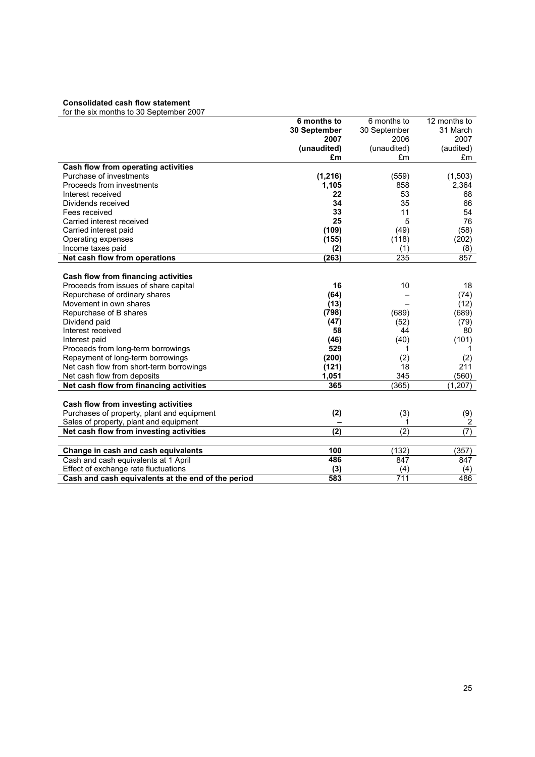**Consolidated cash flow statement**
for the six months to 30 September 2007

| | **6 months to 30 September 2007 (unaudited) £m** | 6 months to 30 September 2006 (unaudited) £m | 12 months to 31 March 2007 (audited) £m |
|---|---|---|---|
| **Cash flow from operating activities** | | | |
| Purchase of investments | **(1,216)** | (559) | (1,503) |
| Proceeds from investments | **1,105** | 858 | 2,364 |
| Interest received | **22** | 53 | 68 |
| Dividends received | **34** | 35 | 66 |
| Fees received | **33** | 11 | 54 |
| Carried interest received | **25** | 5 | 76 |
| Carried interest paid | **(109)** | (49) | (58) |
| Operating expenses | **(155)** | (118) | (202) |
| Income taxes paid | **(2)** | (1) | (8) |
| **Net cash flow from operations** | **(263)** | 235 | 857 |
| | | | |
| **Cash flow from financing activities** | | | |
| Proceeds from issues of share capital | **16** | 10 | 18 |
| Repurchase of ordinary shares | **(64)** | – | (74) |
| Movement in own shares | **(13)** | – | (12) |
| Repurchase of B shares | **(798)** | (689) | (689) |
| Dividend paid | **(47)** | (52) | (79) |
| Interest received | **58** | 44 | 80 |
| Interest paid | **(46)** | (40) | (101) |
| Proceeds from long-term borrowings | **529** | 1 | 1 |
| Repayment of long-term borrowings | **(200)** | (2) | (2) |
| Net cash flow from short-term borrowings | **(121)** | 18 | 211 |
| Net cash flow from deposits | **1,051** | 345 | (560) |
| **Net cash flow from financing activities** | **365** | (365) | (1,207) |
| | | | |
| **Cash flow from investing activities** | | | |
| Purchases of property, plant and equipment | **(2)** | (3) | (9) |
| Sales of property, plant and equipment | **–** | 1 | 2 |
| **Net cash flow from investing activities** | **(2)** | (2) | (7) |
| | | | |
| **Change in cash and cash equivalents** | **100** | (132) | (357) |
| Cash and cash equivalents at 1 April | **486** | 847 | 847 |
| Effect of exchange rate fluctuations | **(3)** | (4) | (4) |
| **Cash and cash equivalents at the end of the period** | **583** | 711 | 486 |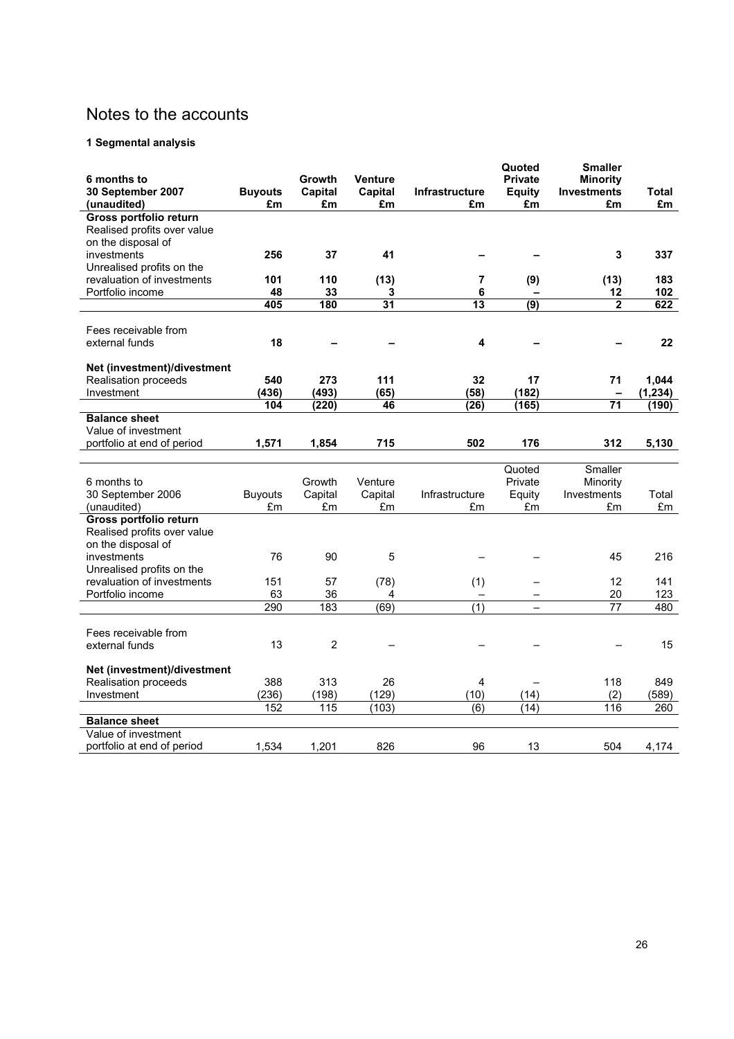# Notes to the accounts

**1 Segmental analysis**

| **6 months to 30 September 2007 (unaudited)** | **Buyouts £m** | **Growth Capital £m** | **Venture Capital £m** | **Infrastructure £m** | **Quoted Private Equity £m** | **Smaller Minority Investments £m** | **Total £m** |
|---|---|---|---|---|---|---|---|
| **Gross portfolio return** | | | | | | | |
| Realised profits over value on the disposal of investments | **256** | **37** | **41** | **–** | **–** | **3** | **337** |
| Unrealised profits on the revaluation of investments | **101** | **110** | **(13)** | **7** | **(9)** | **(13)** | **183** |
| Portfolio income | **48** | **33** | **3** | **6** | **–** | **12** | **102** |
| | **405** | **180** | **31** | **13** | **(9)** | **2** | **622** |
| Fees receivable from external funds | **18** | **–** | **–** | **4** | **–** | **–** | **22** |
| **Net (investment)/divestment** | | | | | | | |
| Realisation proceeds | **540** | **273** | **111** | **32** | **17** | **71** | **1,044** |
| Investment | **(436)** | **(493)** | **(65)** | **(58)** | **(182)** | **–** | **(1,234)** |
| | **104** | **(220)** | **46** | **(26)** | **(165)** | **71** | **(190)** |
| **Balance sheet** | | | | | | | |
| Value of investment portfolio at end of period | **1,571** | **1,854** | **715** | **502** | **176** | **312** | **5,130** |

| 6 months to 30 September 2006 (unaudited) | Buyouts £m | Growth Capital £m | Venture Capital £m | Infrastructure £m | Quoted Private Equity £m | Smaller Minority Investments £m | Total £m |
|---|---|---|---|---|---|---|---|
| **Gross portfolio return** | | | | | | | |
| Realised profits over value on the disposal of investments | 76 | 90 | 5 | – | – | 45 | 216 |
| Unrealised profits on the revaluation of investments | 151 | 57 | (78) | (1) | – | 12 | 141 |
| Portfolio income | 63 | 36 | 4 | – | – | 20 | 123 |
| | 290 | 183 | (69) | (1) | – | 77 | 480 |
| Fees receivable from external funds | 13 | 2 | – | – | – | – | 15 |
| **Net (investment)/divestment** | | | | | | | |
| Realisation proceeds | 388 | 313 | 26 | 4 | – | 118 | 849 |
| Investment | (236) | (198) | (129) | (10) | (14) | (2) | (589) |
| | 152 | 115 | (103) | (6) | (14) | 116 | 260 |
| **Balance sheet** | | | | | | | |
| Value of investment portfolio at end of period | 1,534 | 1,201 | 826 | 96 | 13 | 504 | 4,174 |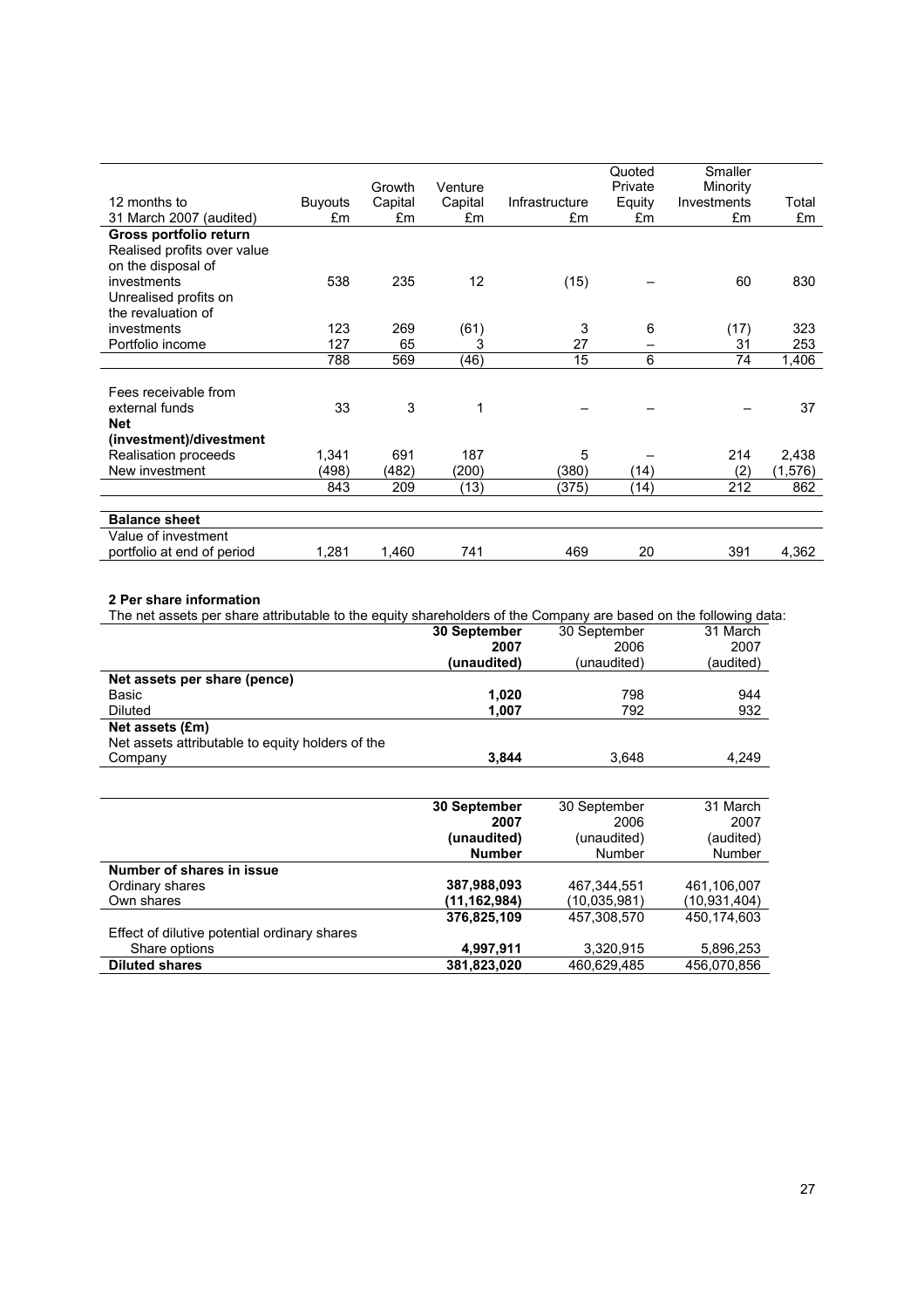| 12 months to 31 March 2007 (audited) | Buyouts £m | Growth Capital £m | Venture Capital £m | Infrastructure £m | Quoted Private Equity £m | Smaller Minority Investments £m | Total £m |
|---|---|---|---|---|---|---|---|
| **Gross portfolio return** | | | | | | | |
| Realised profits over value on the disposal of investments | 538 | 235 | 12 | (15) | – | 60 | 830 |
| Unrealised profits on the revaluation of investments | 123 | 269 | (61) | 3 | 6 | (17) | 323 |
| Portfolio income | 127 | 65 | 3 | 27 | – | 31 | 253 |
| | 788 | 569 | (46) | 15 | 6 | 74 | 1,406 |
| Fees receivable from external funds | 33 | 3 | 1 | – | – | – | 37 |
| **Net (investment)/divestment** | | | | | | | |
| Realisation proceeds | 1,341 | 691 | 187 | 5 | – | 214 | 2,438 |
| New investment | (498) | (482) | (200) | (380) | (14) | (2) | (1,576) |
| | 843 | 209 | (13) | (375) | (14) | 212 | 862 |
| **Balance sheet** | | | | | | | |
| Value of investment portfolio at end of period | 1,281 | 1,460 | 741 | 469 | 20 | 391 | 4,362 |

**2 Per share information**

The net assets per share attributable to the equity shareholders of the Company are based on the following data:

| | **30 September 2007 (unaudited)** | 30 September 2006 (unaudited) | 31 March 2007 (audited) |
|---|---|---|---|
| **Net assets per share (pence)** | | | |
| Basic | **1,020** | 798 | 944 |
| Diluted | **1,007** | 792 | 932 |
| **Net assets (£m)** | | | |
| Net assets attributable to equity holders of the Company | **3,844** | 3,648 | 4,249 |

| | **30 September 2007 (unaudited) Number** | 30 September 2006 (unaudited) Number | 31 March 2007 (audited) Number |
|---|---|---|---|
| **Number of shares in issue** | | | |
| Ordinary shares | **387,988,093** | 467,344,551 | 461,106,007 |
| Own shares | **(11,162,984)** | (10,035,981) | (10,931,404) |
| | **376,825,109** | 457,308,570 | 450,174,603 |
| Effect of dilutive potential ordinary shares | | | |
| Share options | **4,997,911** | 3,320,915 | 5,896,253 |
| **Diluted shares** | **381,823,020** | 460,629,485 | 456,070,856 |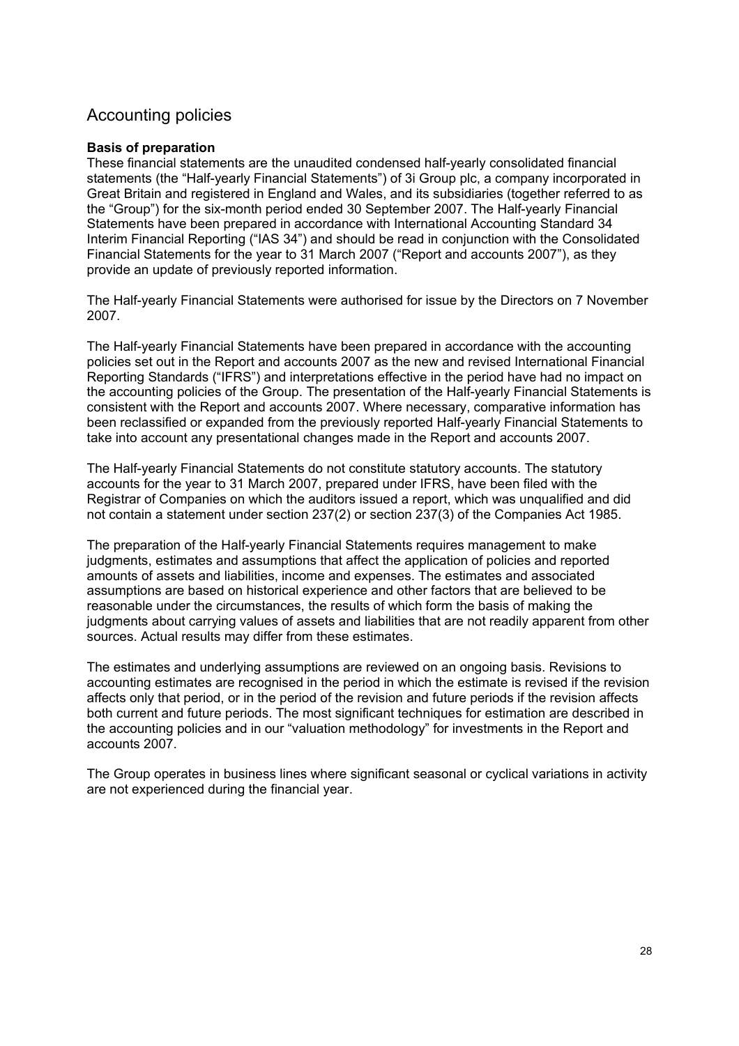# Accounting policies

**Basis of preparation**

These financial statements are the unaudited condensed half-yearly consolidated financial statements (the "Half-yearly Financial Statements") of 3i Group plc, a company incorporated in Great Britain and registered in England and Wales, and its subsidiaries (together referred to as the "Group") for the six-month period ended 30 September 2007. The Half-yearly Financial Statements have been prepared in accordance with International Accounting Standard 34 Interim Financial Reporting ("IAS 34") and should be read in conjunction with the Consolidated Financial Statements for the year to 31 March 2007 ("Report and accounts 2007"), as they provide an update of previously reported information.

The Half-yearly Financial Statements were authorised for issue by the Directors on 7 November 2007.

The Half-yearly Financial Statements have been prepared in accordance with the accounting policies set out in the Report and accounts 2007 as the new and revised International Financial Reporting Standards ("IFRS") and interpretations effective in the period have had no impact on the accounting policies of the Group. The presentation of the Half-yearly Financial Statements is consistent with the Report and accounts 2007. Where necessary, comparative information has been reclassified or expanded from the previously reported Half-yearly Financial Statements to take into account any presentational changes made in the Report and accounts 2007.

The Half-yearly Financial Statements do not constitute statutory accounts. The statutory accounts for the year to 31 March 2007, prepared under IFRS, have been filed with the Registrar of Companies on which the auditors issued a report, which was unqualified and did not contain a statement under section 237(2) or section 237(3) of the Companies Act 1985.

The preparation of the Half-yearly Financial Statements requires management to make judgments, estimates and assumptions that affect the application of policies and reported amounts of assets and liabilities, income and expenses. The estimates and associated assumptions are based on historical experience and other factors that are believed to be reasonable under the circumstances, the results of which form the basis of making the judgments about carrying values of assets and liabilities that are not readily apparent from other sources. Actual results may differ from these estimates.

The estimates and underlying assumptions are reviewed on an ongoing basis. Revisions to accounting estimates are recognised in the period in which the estimate is revised if the revision affects only that period, or in the period of the revision and future periods if the revision affects both current and future periods. The most significant techniques for estimation are described in the accounting policies and in our "valuation methodology" for investments in the Report and accounts 2007.

The Group operates in business lines where significant seasonal or cyclical variations in activity are not experienced during the financial year.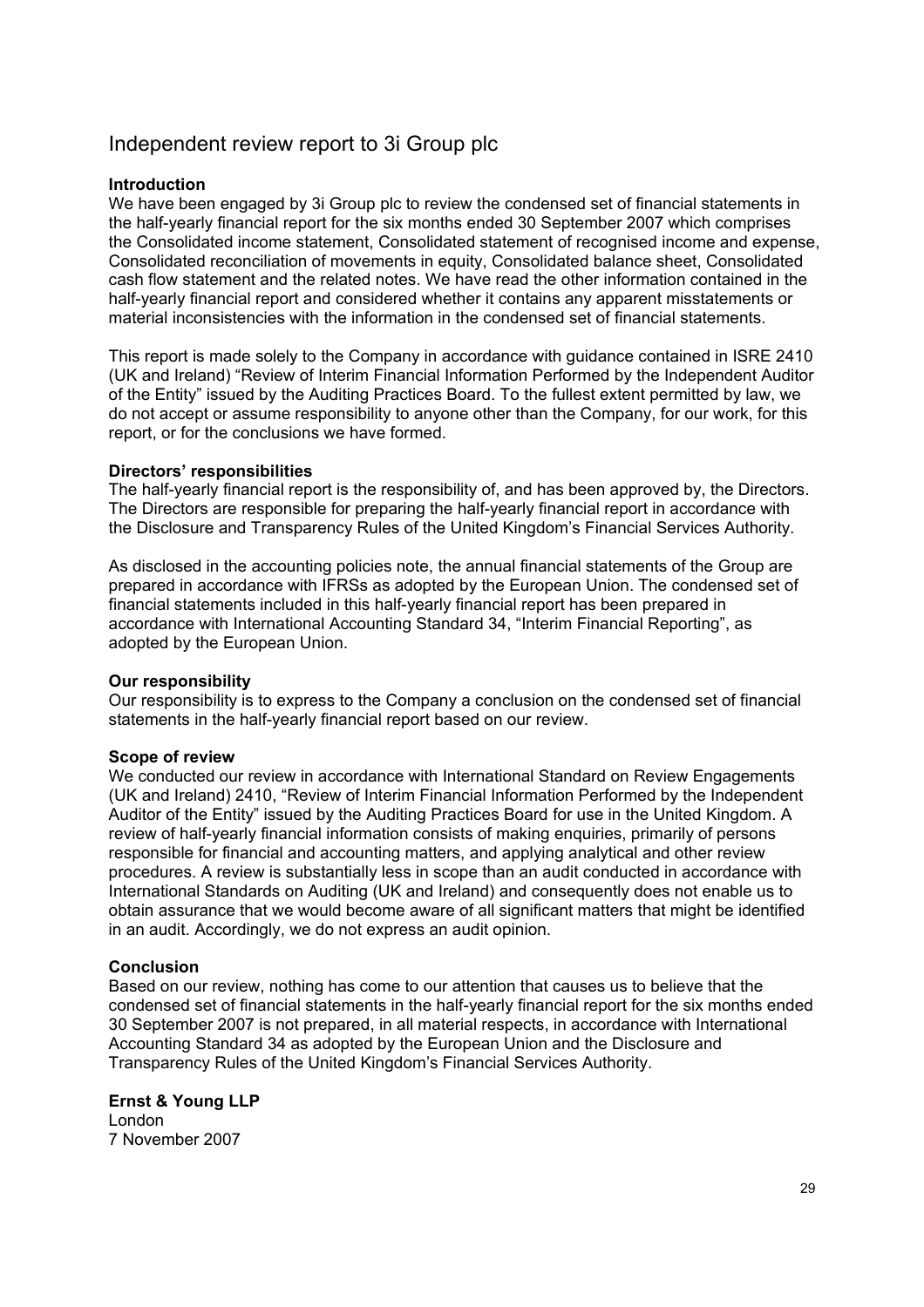# Independent review report to 3i Group plc

**Introduction**

We have been engaged by 3i Group plc to review the condensed set of financial statements in the half-yearly financial report for the six months ended 30 September 2007 which comprises the Consolidated income statement, Consolidated statement of recognised income and expense, Consolidated reconciliation of movements in equity, Consolidated balance sheet, Consolidated cash flow statement and the related notes. We have read the other information contained in the half-yearly financial report and considered whether it contains any apparent misstatements or material inconsistencies with the information in the condensed set of financial statements.

This report is made solely to the Company in accordance with guidance contained in ISRE 2410 (UK and Ireland) "Review of Interim Financial Information Performed by the Independent Auditor of the Entity" issued by the Auditing Practices Board. To the fullest extent permitted by law, we do not accept or assume responsibility to anyone other than the Company, for our work, for this report, or for the conclusions we have formed.

**Directors' responsibilities**

The half-yearly financial report is the responsibility of, and has been approved by, the Directors. The Directors are responsible for preparing the half-yearly financial report in accordance with the Disclosure and Transparency Rules of the United Kingdom's Financial Services Authority.

As disclosed in the accounting policies note, the annual financial statements of the Group are prepared in accordance with IFRSs as adopted by the European Union. The condensed set of financial statements included in this half-yearly financial report has been prepared in accordance with International Accounting Standard 34, "Interim Financial Reporting", as adopted by the European Union.

**Our responsibility**

Our responsibility is to express to the Company a conclusion on the condensed set of financial statements in the half-yearly financial report based on our review.

**Scope of review**

We conducted our review in accordance with International Standard on Review Engagements (UK and Ireland) 2410, "Review of Interim Financial Information Performed by the Independent Auditor of the Entity" issued by the Auditing Practices Board for use in the United Kingdom. A review of half-yearly financial information consists of making enquiries, primarily of persons responsible for financial and accounting matters, and applying analytical and other review procedures. A review is substantially less in scope than an audit conducted in accordance with International Standards on Auditing (UK and Ireland) and consequently does not enable us to obtain assurance that we would become aware of all significant matters that might be identified in an audit. Accordingly, we do not express an audit opinion.

**Conclusion**

Based on our review, nothing has come to our attention that causes us to believe that the condensed set of financial statements in the half-yearly financial report for the six months ended 30 September 2007 is not prepared, in all material respects, in accordance with International Accounting Standard 34 as adopted by the European Union and the Disclosure and Transparency Rules of the United Kingdom's Financial Services Authority.

**Ernst & Young LLP**
London
7 November 2007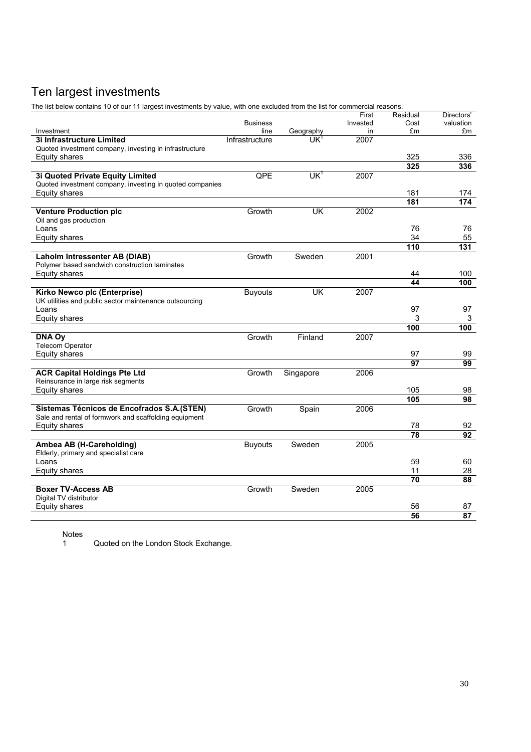# Ten largest investments

The list below contains 10 of our 11 largest investments by value, with one excluded from the list for commercial reasons.

| Investment | Business line | Geography | First Invested in | Residual Cost £m | Directors' valuation £m |
|---|---|---|---|---|---|
| **3i Infrastructure Limited** | Infrastructure | UK[1] | 2007 | | |
| Quoted investment company, investing in infrastructure | | | | | |
| Equity shares | | | | 325 | 336 |
| | | | | **325** | **336** |
| **3i Quoted Private Equity Limited** | QPE | UK[1] | 2007 | | |
| Quoted investment company, investing in quoted companies | | | | | |
| Equity shares | | | | 181 | 174 |
| | | | | **181** | **174** |
| **Venture Production plc** | Growth | UK | 2002 | | |
| Oil and gas production | | | | | |
| Loans | | | | 76 | 76 |
| Equity shares | | | | 34 | 55 |
| | | | | **110** | **131** |
| **Laholm Intressenter AB (DIAB)** | Growth | Sweden | 2001 | | |
| Polymer based sandwich construction laminates | | | | | |
| Equity shares | | | | 44 | 100 |
| | | | | **44** | **100** |
| **Kirko Newco plc (Enterprise)** | Buyouts | UK | 2007 | | |
| UK utilities and public sector maintenance outsourcing | | | | | |
| Loans | | | | 97 | 97 |
| Equity shares | | | | 3 | 3 |
| | | | | **100** | **100** |
| **DNA Oy** | Growth | Finland | 2007 | | |
| Telecom Operator | | | | | |
| Equity shares | | | | 97 | 99 |
| | | | | **97** | **99** |
| **ACR Capital Holdings Pte Ltd** | Growth | Singapore | 2006 | | |
| Reinsurance in large risk segments | | | | | |
| Equity shares | | | | 105 | 98 |
| | | | | **105** | **98** |
| **Sistemas Técnicos de Encofrados S.A.(STEN)** | Growth | Spain | 2006 | | |
| Sale and rental of formwork and scaffolding equipment | | | | | |
| Equity shares | | | | 78 | 92 |
| | | | | **78** | **92** |
| **Ambea AB (H-Careholding)** | Buyouts | Sweden | 2005 | | |
| Elderly, primary and specialist care | | | | | |
| Loans | | | | 59 | 60 |
| Equity shares | | | | 11 | 28 |
| | | | | **70** | **88** |
| **Boxer TV-Access AB** | Growth | Sweden | 2005 | | |
| Digital TV distributor | | | | | |
| Equity shares | | | | 56 | 87 |
| | | | | **56** | **87** |

Notes
1 Quoted on the London Stock Exchange.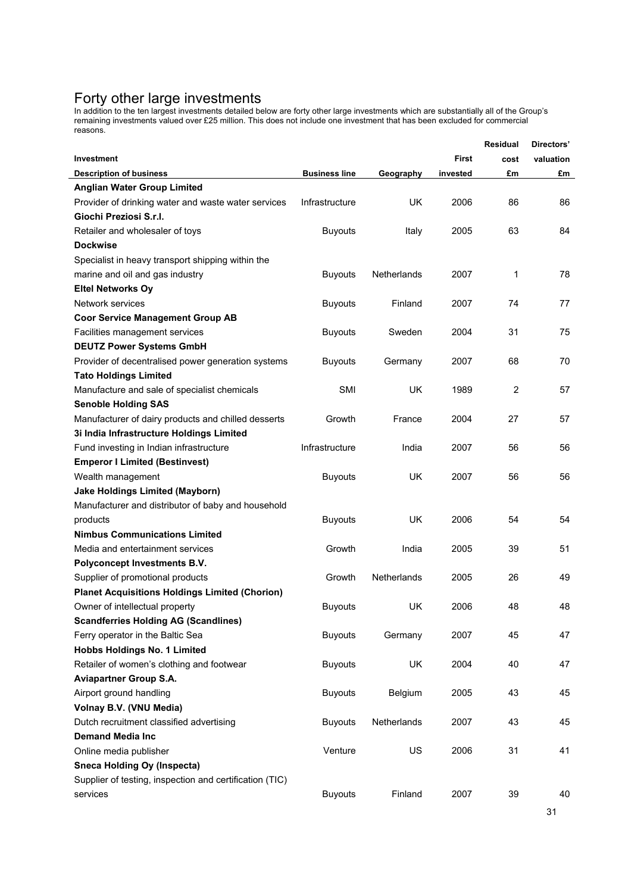# Forty other large investments

In addition to the ten largest investments detailed below are forty other large investments which are substantially all of the Group's remaining investments valued over £25 million. This does not include one investment that has been excluded for commercial reasons.

| Investment<br>Description of business | Business line | Geography | First invested | Residual cost £m | Directors' valuation £m |
|---|---|---|---|---|---|
| **Anglian Water Group Limited** | | | | | |
| Provider of drinking water and waste water services | Infrastructure | UK | 2006 | 86 | 86 |
| **Giochi Preziosi S.r.l.** | | | | | |
| Retailer and wholesaler of toys | Buyouts | Italy | 2005 | 63 | 84 |
| **Dockwise** | | | | | |
| Specialist in heavy transport shipping within the marine and oil and gas industry | Buyouts | Netherlands | 2007 | 1 | 78 |
| **Eltel Networks Oy** | | | | | |
| Network services | Buyouts | Finland | 2007 | 74 | 77 |
| **Coor Service Management Group AB** | | | | | |
| Facilities management services | Buyouts | Sweden | 2004 | 31 | 75 |
| **DEUTZ Power Systems GmbH** | | | | | |
| Provider of decentralised power generation systems | Buyouts | Germany | 2007 | 68 | 70 |
| **Tato Holdings Limited** | | | | | |
| Manufacture and sale of specialist chemicals | SMI | UK | 1989 | 2 | 57 |
| **Senoble Holding SAS** | | | | | |
| Manufacturer of dairy products and chilled desserts | Growth | France | 2004 | 27 | 57 |
| **3i India Infrastructure Holdings Limited** | | | | | |
| Fund investing in Indian infrastructure | Infrastructure | India | 2007 | 56 | 56 |
| **Emperor I Limited (Bestinvest)** | | | | | |
| Wealth management | Buyouts | UK | 2007 | 56 | 56 |
| **Jake Holdings Limited (Mayborn)** | | | | | |
| Manufacturer and distributor of baby and household products | Buyouts | UK | 2006 | 54 | 54 |
| **Nimbus Communications Limited** | | | | | |
| Media and entertainment services | Growth | India | 2005 | 39 | 51 |
| **Polyconcept Investments B.V.** | | | | | |
| Supplier of promotional products | Growth | Netherlands | 2005 | 26 | 49 |
| **Planet Acquisitions Holdings Limited (Chorion)** | | | | | |
| Owner of intellectual property | Buyouts | UK | 2006 | 48 | 48 |
| **Scandferries Holding AG (Scandlines)** | | | | | |
| Ferry operator in the Baltic Sea | Buyouts | Germany | 2007 | 45 | 47 |
| **Hobbs Holdings No. 1 Limited** | | | | | |
| Retailer of women's clothing and footwear | Buyouts | UK | 2004 | 40 | 47 |
| **Aviapartner Group S.A.** | | | | | |
| Airport ground handling | Buyouts | Belgium | 2005 | 43 | 45 |
| **Volnay B.V. (VNU Media)** | | | | | |
| Dutch recruitment classified advertising | Buyouts | Netherlands | 2007 | 43 | 45 |
| **Demand Media Inc** | | | | | |
| Online media publisher | Venture | US | 2006 | 31 | 41 |
| **Sneca Holding Oy (Inspecta)** | | | | | |
| Supplier of testing, inspection and certification (TIC) services | Buyouts | Finland | 2007 | 39 | 40 |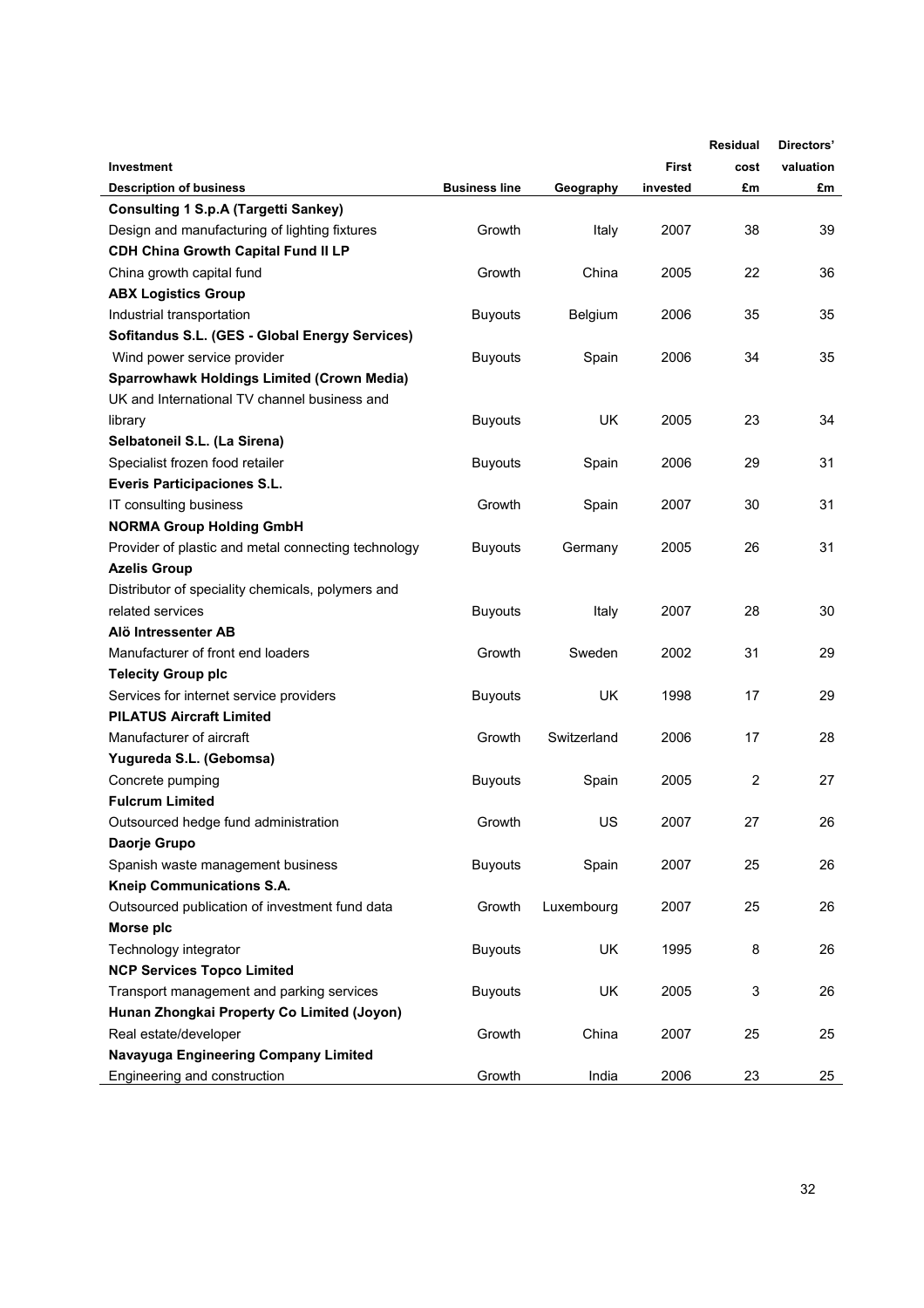| Investment<br>Description of business | Business line | Geography | First invested | Residual cost £m | Directors' valuation £m |
|---|---|---|---|---|---|
| **Consulting 1 S.p.A (Targetti Sankey)** | | | | | |
| Design and manufacturing of lighting fixtures | Growth | Italy | 2007 | 38 | 39 |
| **CDH China Growth Capital Fund II LP** | | | | | |
| China growth capital fund | Growth | China | 2005 | 22 | 36 |
| **ABX Logistics Group** | | | | | |
| Industrial transportation | Buyouts | Belgium | 2006 | 35 | 35 |
| **Sofitandus S.L. (GES - Global Energy Services)** | | | | | |
| Wind power service provider | Buyouts | Spain | 2006 | 34 | 35 |
| **Sparrowhawk Holdings Limited (Crown Media)** | | | | | |
| UK and International TV channel business and library | Buyouts | UK | 2005 | 23 | 34 |
| **Selbatoneil S.L. (La Sirena)** | | | | | |
| Specialist frozen food retailer | Buyouts | Spain | 2006 | 29 | 31 |
| **Everis Participaciones S.L.** | | | | | |
| IT consulting business | Growth | Spain | 2007 | 30 | 31 |
| **NORMA Group Holding GmbH** | | | | | |
| Provider of plastic and metal connecting technology | Buyouts | Germany | 2005 | 26 | 31 |
| **Azelis Group** | | | | | |
| Distributor of speciality chemicals, polymers and related services | Buyouts | Italy | 2007 | 28 | 30 |
| **Alö Intressenter AB** | | | | | |
| Manufacturer of front end loaders | Growth | Sweden | 2002 | 31 | 29 |
| **Telecity Group plc** | | | | | |
| Services for internet service providers | Buyouts | UK | 1998 | 17 | 29 |
| **PILATUS Aircraft Limited** | | | | | |
| Manufacturer of aircraft | Growth | Switzerland | 2006 | 17 | 28 |
| **Yugureda S.L. (Gebomsa)** | | | | | |
| Concrete pumping | Buyouts | Spain | 2005 | 2 | 27 |
| **Fulcrum Limited** | | | | | |
| Outsourced hedge fund administration | Growth | US | 2007 | 27 | 26 |
| **Daorje Grupo** | | | | | |
| Spanish waste management business | Buyouts | Spain | 2007 | 25 | 26 |
| **Kneip Communications S.A.** | | | | | |
| Outsourced publication of investment fund data | Growth | Luxembourg | 2007 | 25 | 26 |
| **Morse plc** | | | | | |
| Technology integrator | Buyouts | UK | 1995 | 8 | 26 |
| **NCP Services Topco Limited** | | | | | |
| Transport management and parking services | Buyouts | UK | 2005 | 3 | 26 |
| **Hunan Zhongkai Property Co Limited (Joyon)** | | | | | |
| Real estate/developer | Growth | China | 2007 | 25 | 25 |
| **Navayuga Engineering Company Limited** | | | | | |
| Engineering and construction | Growth | India | 2006 | 23 | 25 |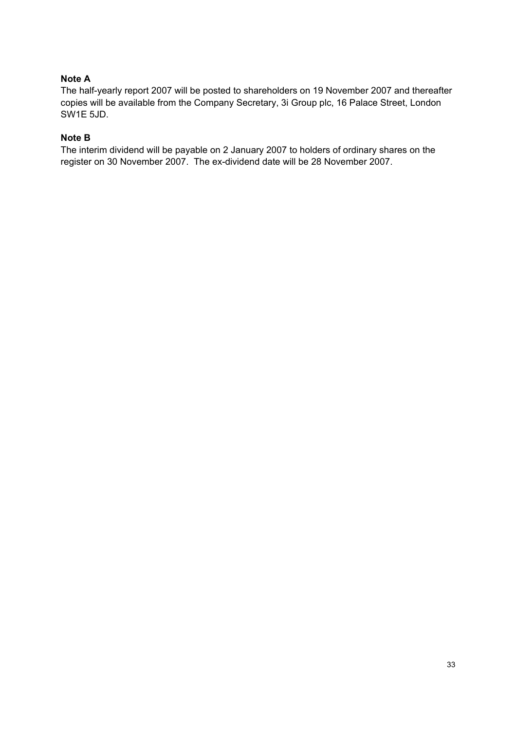**Note A**
The half-yearly report 2007 will be posted to shareholders on 19 November 2007 and thereafter copies will be available from the Company Secretary, 3i Group plc, 16 Palace Street, London SW1E 5JD.

**Note B**
The interim dividend will be payable on 2 January 2007 to holders of ordinary shares on the register on 30 November 2007. The ex-dividend date will be 28 November 2007.